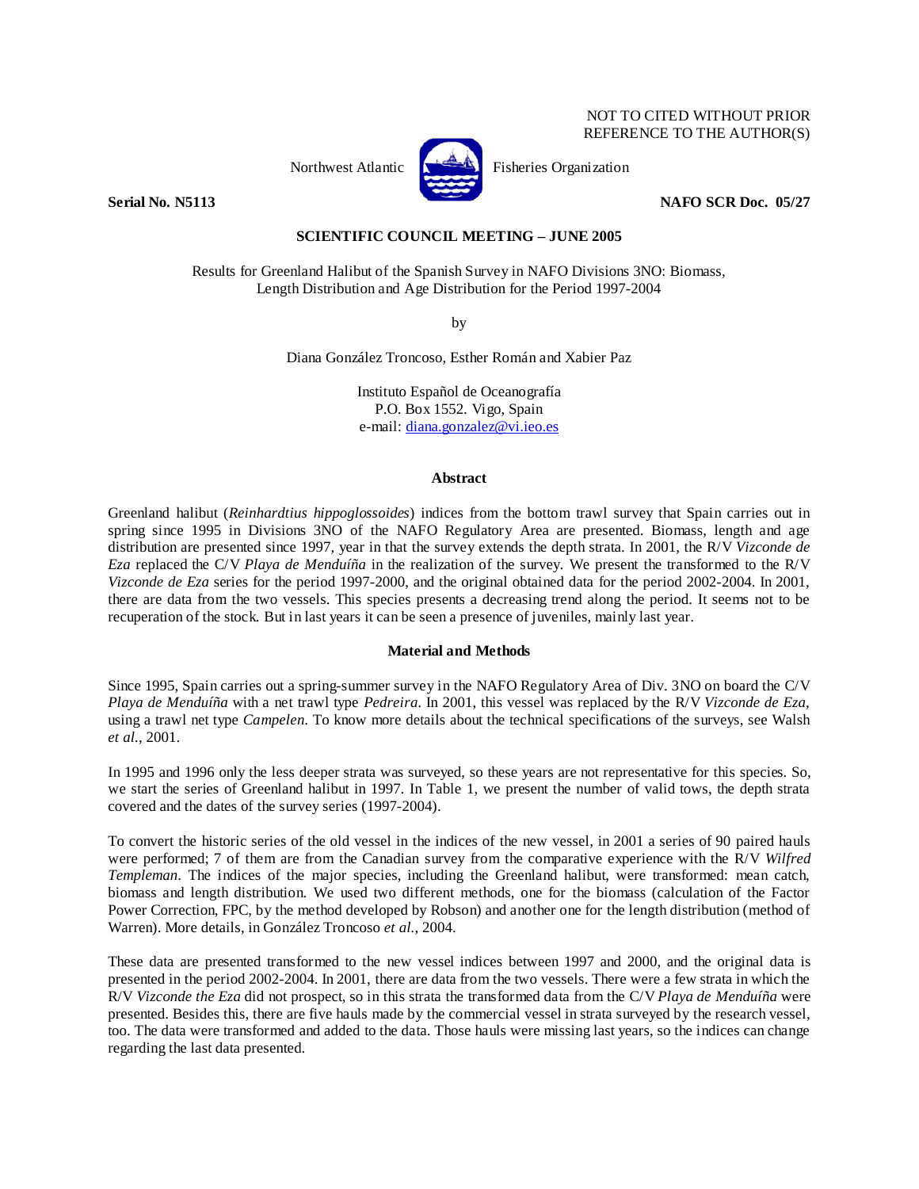NOT TO CITED WITHOUT PRIOR
REFERENCE TO THE AUTHOR(S)

Northwest Atlantic Fisheries Organization

**Serial No. N5113** **NAFO SCR Doc. 05/27**

## SCIENTIFIC COUNCIL MEETING – JUNE 2005

Results for Greenland Halibut of the Spanish Survey in NAFO Divisions 3NO: Biomass, Length Distribution and Age Distribution for the Period 1997-2004

by

Diana González Troncoso, Esther Román and Xabier Paz

Instituto Español de Oceanografía
P.O. Box 1552. Vigo, Spain
e-mail: diana.gonzalez@vi.ieo.es

### Abstract

Greenland halibut (*Reinhardtius hippoglossoides*) indices from the bottom trawl survey that Spain carries out in spring since 1995 in Divisions 3NO of the NAFO Regulatory Area are presented. Biomass, length and age distribution are presented since 1997, year in that the survey extends the depth strata. In 2001, the R/V *Vizconde de Eza* replaced the C/V *Playa de Menduíña* in the realization of the survey. We present the transformed to the R/V *Vizconde de Eza* series for the period 1997-2000, and the original obtained data for the period 2002-2004. In 2001, there are data from the two vessels. This species presents a decreasing trend along the period. It seems not to be recuperation of the stock. But in last years it can be seen a presence of juveniles, mainly last year.

### Material and Methods

Since 1995, Spain carries out a spring-summer survey in the NAFO Regulatory Area of Div. 3NO on board the C/V *Playa de Menduíña* with a net trawl type *Pedreira*. In 2001, this vessel was replaced by the R/V *Vizconde de Eza*, using a trawl net type *Campelen*. To know more details about the technical specifications of the surveys, see Walsh *et al.*, 2001.

In 1995 and 1996 only the less deeper strata was surveyed, so these years are not representative for this species. So, we start the series of Greenland halibut in 1997. In Table 1, we present the number of valid tows, the depth strata covered and the dates of the survey series (1997-2004).

To convert the historic series of the old vessel in the indices of the new vessel, in 2001 a series of 90 paired hauls were performed; 7 of them are from the Canadian survey from the comparative experience with the R/V *Wilfred Templeman*. The indices of the major species, including the Greenland halibut, were transformed: mean catch, biomass and length distribution. We used two different methods, one for the biomass (calculation of the Factor Power Correction, FPC, by the method developed by Robson) and another one for the length distribution (method of Warren). More details, in González Troncoso *et al.*, 2004.

These data are presented transformed to the new vessel indices between 1997 and 2000, and the original data is presented in the period 2002-2004. In 2001, there are data from the two vessels. There were a few strata in which the R/V *Vizconde the Eza* did not prospect, so in this strata the transformed data from the C/V *Playa de Menduíña* were presented. Besides this, there are five hauls made by the commercial vessel in strata surveyed by the research vessel, too. The data were transformed and added to the data. Those hauls were missing last years, so the indices can change regarding the last data presented.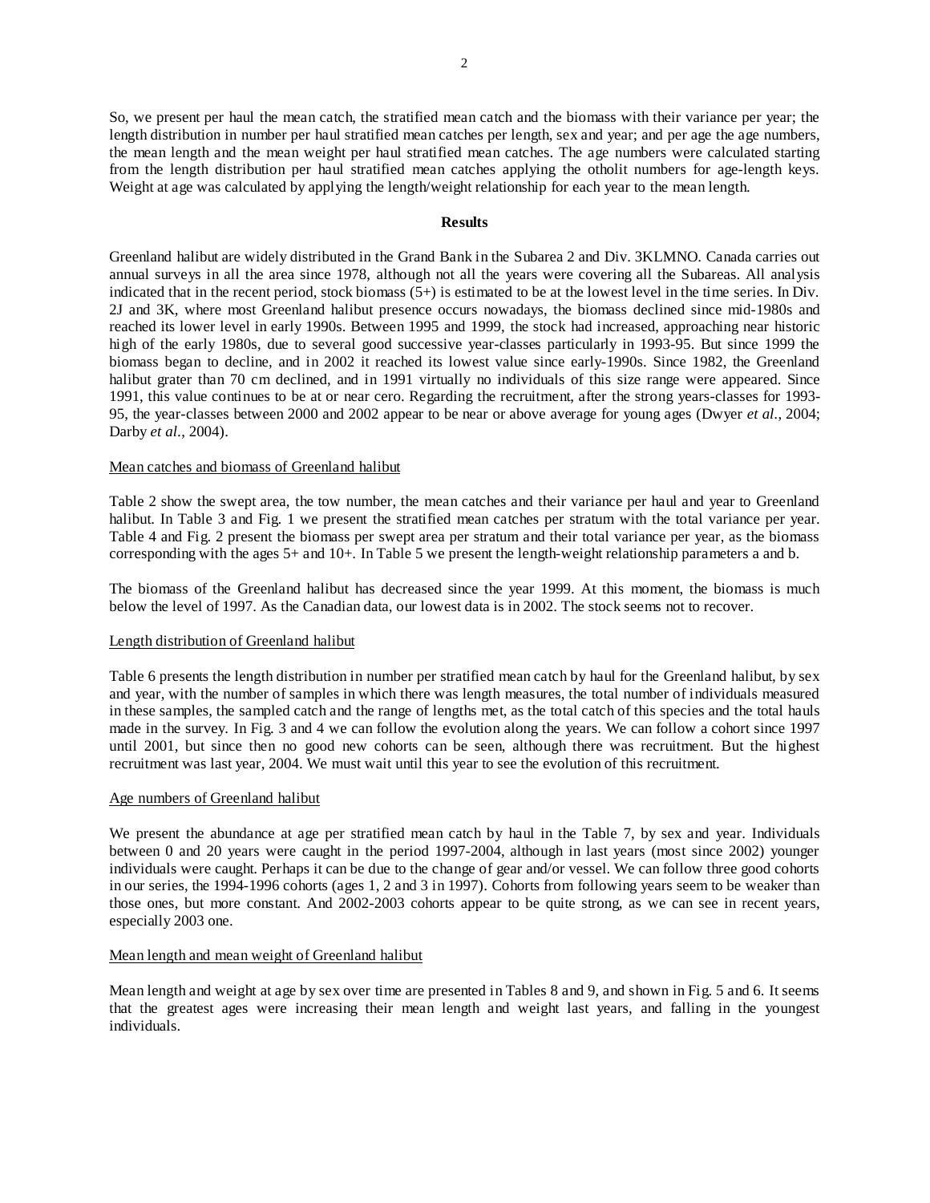So, we present per haul the mean catch, the stratified mean catch and the biomass with their variance per year; the length distribution in number per haul stratified mean catches per length, sex and year; and per age the age numbers, the mean length and the mean weight per haul stratified mean catches. The age numbers were calculated starting from the length distribution per haul stratified mean catches applying the otholit numbers for age-length keys. Weight at age was calculated by applying the length/weight relationship for each year to the mean length.

## Results

Greenland halibut are widely distributed in the Grand Bank in the Subarea 2 and Div. 3KLMNO. Canada carries out annual surveys in all the area since 1978, although not all the years were covering all the Subareas. All analysis indicated that in the recent period, stock biomass (5+) is estimated to be at the lowest level in the time series. In Div. 2J and 3K, where most Greenland halibut presence occurs nowadays, the biomass declined since mid-1980s and reached its lower level in early 1990s. Between 1995 and 1999, the stock had increased, approaching near historic high of the early 1980s, due to several good successive year-classes particularly in 1993-95. But since 1999 the biomass began to decline, and in 2002 it reached its lowest value since early-1990s. Since 1982, the Greenland halibut grater than 70 cm declined, and in 1991 virtually no individuals of this size range were appeared. Since 1991, this value continues to be at or near cero. Regarding the recruitment, after the strong years-classes for 1993-95, the year-classes between 2000 and 2002 appear to be near or above average for young ages (Dwyer *et al*., 2004; Darby *et al*., 2004).

### Mean catches and biomass of Greenland halibut

Table 2 show the swept area, the tow number, the mean catches and their variance per haul and year to Greenland halibut. In Table 3 and Fig. 1 we present the stratified mean catches per stratum with the total variance per year. Table 4 and Fig. 2 present the biomass per swept area per stratum and their total variance per year, as the biomass corresponding with the ages 5+ and 10+. In Table 5 we present the length-weight relationship parameters a and b.

The biomass of the Greenland halibut has decreased since the year 1999. At this moment, the biomass is much below the level of 1997. As the Canadian data, our lowest data is in 2002. The stock seems not to recover.

### Length distribution of Greenland halibut

Table 6 presents the length distribution in number per stratified mean catch by haul for the Greenland halibut, by sex and year, with the number of samples in which there was length measures, the total number of individuals measured in these samples, the sampled catch and the range of lengths met, as the total catch of this species and the total hauls made in the survey. In Fig. 3 and 4 we can follow the evolution along the years. We can follow a cohort since 1997 until 2001, but since then no good new cohorts can be seen, although there was recruitment. But the highest recruitment was last year, 2004. We must wait until this year to see the evolution of this recruitment.

### Age numbers of Greenland halibut

We present the abundance at age per stratified mean catch by haul in the Table 7, by sex and year. Individuals between 0 and 20 years were caught in the period 1997-2004, although in last years (most since 2002) younger individuals were caught. Perhaps it can be due to the change of gear and/or vessel. We can follow three good cohorts in our series, the 1994-1996 cohorts (ages 1, 2 and 3 in 1997). Cohorts from following years seem to be weaker than those ones, but more constant. And 2002-2003 cohorts appear to be quite strong, as we can see in recent years, especially 2003 one.

### Mean length and mean weight of Greenland halibut

Mean length and weight at age by sex over time are presented in Tables 8 and 9, and shown in Fig. 5 and 6. It seems that the greatest ages were increasing their mean length and weight last years, and falling in the youngest individuals.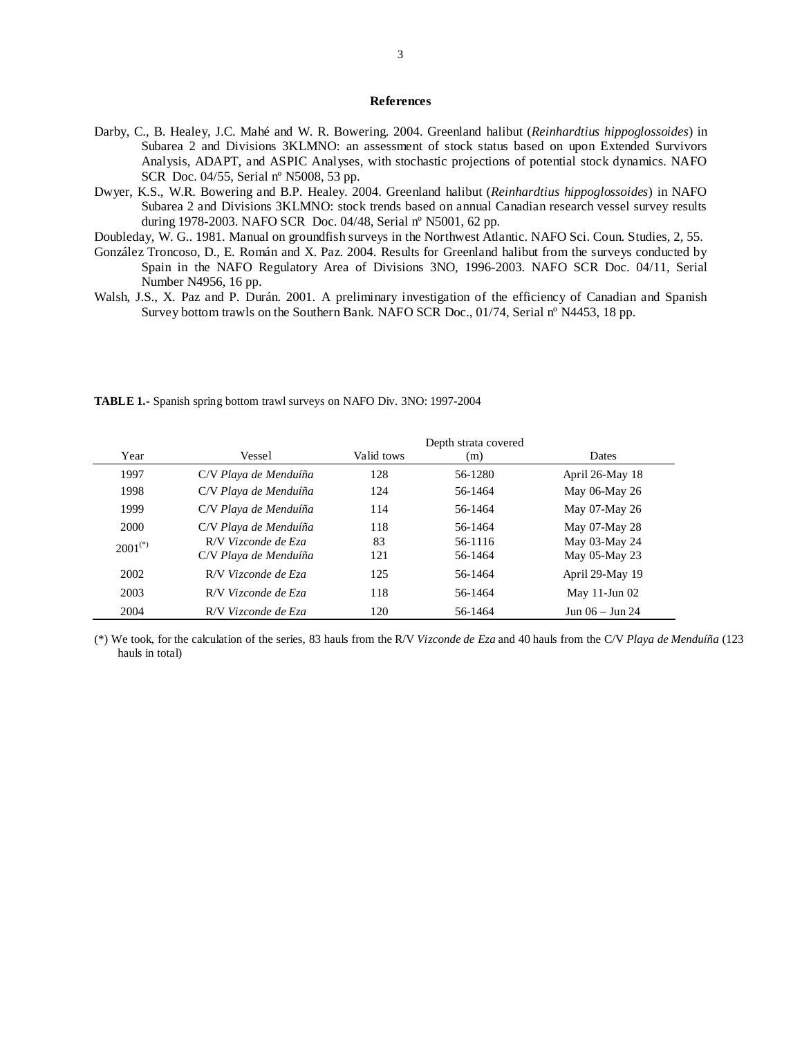## References

Darby, C., B. Healey, J.C. Mahé and W. R. Bowering. 2004. Greenland halibut (*Reinhardtius hippoglossoides*) in Subarea 2 and Divisions 3KLMNO: an assessment of stock status based on upon Extended Survivors Analysis, ADAPT, and ASPIC Analyses, with stochastic projections of potential stock dynamics. NAFO SCR Doc. 04/55, Serial nº N5008, 53 pp.

Dwyer, K.S., W.R. Bowering and B.P. Healey. 2004. Greenland halibut (*Reinhardtius hippoglossoides*) in NAFO Subarea 2 and Divisions 3KLMNO: stock trends based on annual Canadian research vessel survey results during 1978-2003. NAFO SCR Doc. 04/48, Serial nº N5001, 62 pp.

Doubleday, W. G.. 1981. Manual on groundfish surveys in the Northwest Atlantic. NAFO Sci. Coun. Studies, 2, 55.

González Troncoso, D., E. Román and X. Paz. 2004. Results for Greenland halibut from the surveys conducted by Spain in the NAFO Regulatory Area of Divisions 3NO, 1996-2003. NAFO SCR Doc. 04/11, Serial Number N4956, 16 pp.

Walsh, J.S., X. Paz and P. Durán. 2001. A preliminary investigation of the efficiency of Canadian and Spanish Survey bottom trawls on the Southern Bank. NAFO SCR Doc., 01/74, Serial nº N4453, 18 pp.

**TABLE 1.-** Spanish spring bottom trawl surveys on NAFO Div. 3NO: 1997-2004

| Year | Vessel | Valid tows | Depth strata covered (m) | Dates |
|---|---|---|---|---|
| 1997 | C/V *Playa de Menduíña* | 128 | 56-1280 | April 26-May 18 |
| 1998 | C/V *Playa de Menduíña* | 124 | 56-1464 | May 06-May 26 |
| 1999 | C/V *Playa de Menduíña* | 114 | 56-1464 | May 07-May 26 |
| 2000 | C/V *Playa de Menduíña* | 118 | 56-1464 | May 07-May 28 |
| 2001(*) | R/V *Vizconde de Eza* | 83 | 56-1116 | May 03-May 24 |
| | C/V *Playa de Menduíña* | 121 | 56-1464 | May 05-May 23 |
| 2002 | R/V *Vizconde de Eza* | 125 | 56-1464 | April 29-May 19 |
| 2003 | R/V *Vizconde de Eza* | 118 | 56-1464 | May 11-Jun 02 |
| 2004 | R/V *Vizconde de Eza* | 120 | 56-1464 | Jun 06 – Jun 24 |

(*) We took, for the calculation of the series, 83 hauls from the R/V *Vizconde de Eza* and 40 hauls from the C/V *Playa de Menduíña* (123 hauls in total)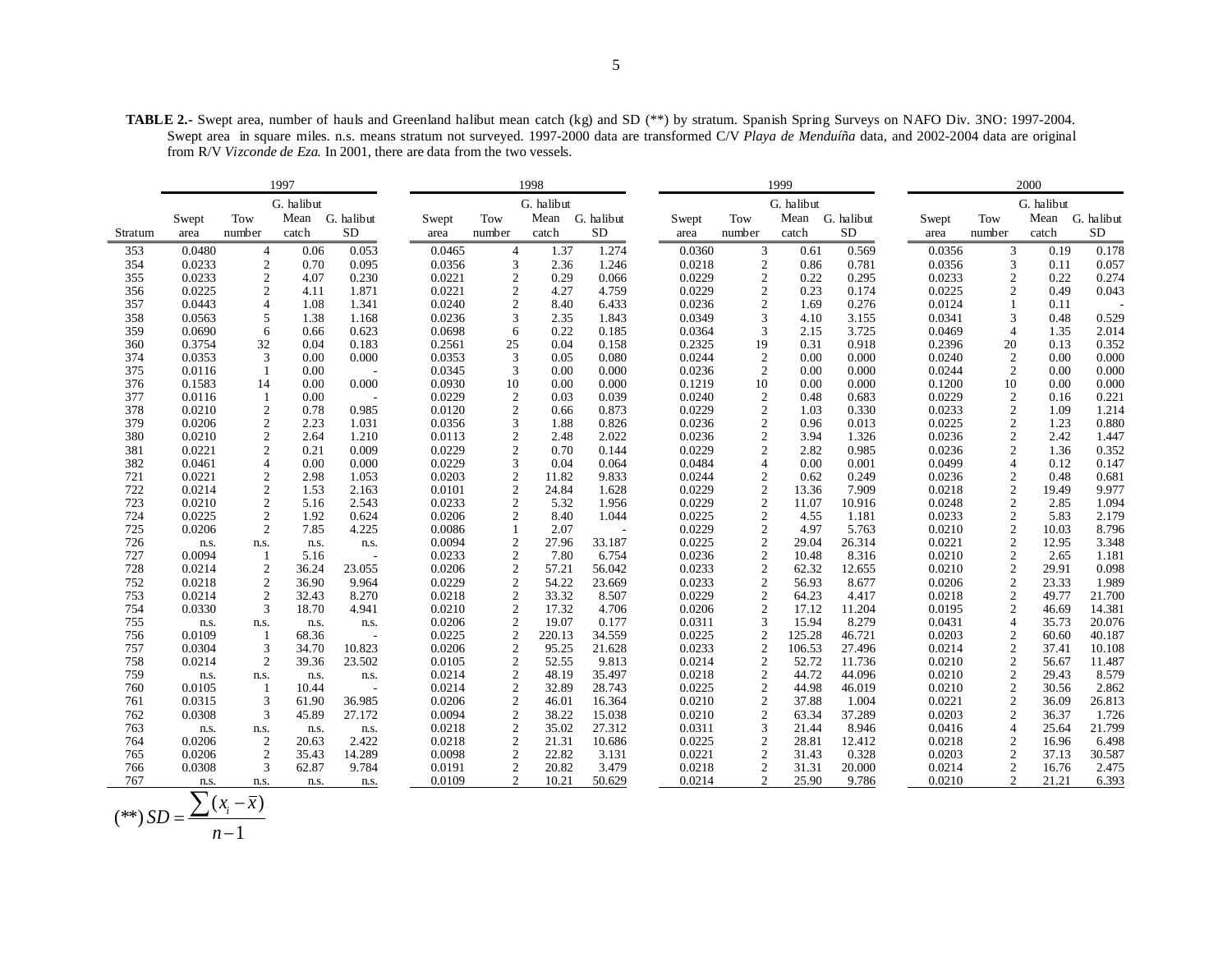**TABLE 2.-** Swept area, number of hauls and Greenland halibut mean catch (kg) and SD (**) by stratum. Spanish Spring Surveys on NAFO Div. 3NO: 1997-2004. Swept area in square miles. n.s. means stratum not surveyed. 1997-2000 data are transformed C/V *Playa de Menduíña* data, and 2002-2004 data are original from R/V *Vizconde de Eza*. In 2001, there are data from the two vessels.

| | 1997 | | | | 1998 | | | | 1999 | | | | 2000 | | | |
|---|---|---|---|---|---|---|---|---|---|---|---|---|---|---|---|---|
| Stratum | Swept area | Tow number | G. halibut Mean catch | G. halibut SD | Swept area | Tow number | G. halibut Mean catch | G. halibut SD | Swept area | Tow number | G. halibut Mean catch | G. halibut SD | Swept area | Tow number | G. halibut Mean catch | G. halibut SD |
| 353 | 0.0480 | 4 | 0.06 | 0.053 | 0.0465 | 4 | 1.37 | 1.274 | 0.0360 | 3 | 0.61 | 0.569 | 0.0356 | 3 | 0.19 | 0.178 |
| 354 | 0.0233 | 2 | 0.70 | 0.095 | 0.0356 | 3 | 2.36 | 1.246 | 0.0218 | 2 | 0.86 | 0.781 | 0.0356 | 3 | 0.11 | 0.057 |
| 355 | 0.0233 | 2 | 4.07 | 0.230 | 0.0221 | 2 | 0.29 | 0.066 | 0.0229 | 2 | 0.22 | 0.295 | 0.0233 | 2 | 0.22 | 0.274 |
| 356 | 0.0225 | 2 | 4.11 | 1.871 | 0.0221 | 2 | 4.27 | 4.759 | 0.0229 | 2 | 0.23 | 0.174 | 0.0225 | 2 | 0.49 | 0.043 |
| 357 | 0.0443 | 4 | 1.08 | 1.341 | 0.0240 | 2 | 8.40 | 6.433 | 0.0236 | 2 | 1.69 | 0.276 | 0.0124 | 1 | 0.11 | - |
| 358 | 0.0563 | 5 | 1.38 | 1.168 | 0.0236 | 3 | 2.35 | 1.843 | 0.0349 | 3 | 4.10 | 3.155 | 0.0341 | 3 | 0.48 | 0.529 |
| 359 | 0.0690 | 6 | 0.66 | 0.623 | 0.0698 | 6 | 0.22 | 0.185 | 0.0364 | 3 | 2.15 | 3.725 | 0.0469 | 4 | 1.35 | 2.014 |
| 360 | 0.3754 | 32 | 0.04 | 0.183 | 0.2561 | 25 | 0.04 | 0.158 | 0.2325 | 19 | 0.31 | 0.918 | 0.2396 | 20 | 0.13 | 0.352 |
| 374 | 0.0353 | 3 | 0.00 | 0.000 | 0.0353 | 3 | 0.05 | 0.080 | 0.0244 | 2 | 0.00 | 0.000 | 0.0240 | 2 | 0.00 | 0.000 |
| 375 | 0.0116 | 1 | 0.00 | - | 0.0345 | 3 | 0.00 | 0.000 | 0.0236 | 2 | 0.00 | 0.000 | 0.0244 | 2 | 0.00 | 0.000 |
| 376 | 0.1583 | 14 | 0.00 | 0.000 | 0.0930 | 10 | 0.00 | 0.000 | 0.1219 | 10 | 0.00 | 0.000 | 0.1200 | 10 | 0.00 | 0.000 |
| 377 | 0.0116 | 1 | 0.00 | - | 0.0229 | 2 | 0.03 | 0.039 | 0.0240 | 2 | 0.48 | 0.683 | 0.0229 | 2 | 0.16 | 0.221 |
| 378 | 0.0210 | 2 | 0.78 | 0.985 | 0.0120 | 2 | 0.66 | 0.873 | 0.0229 | 2 | 1.03 | 0.330 | 0.0233 | 2 | 1.09 | 1.214 |
| 379 | 0.0206 | 2 | 2.23 | 1.031 | 0.0356 | 3 | 1.88 | 0.826 | 0.0236 | 2 | 0.96 | 0.013 | 0.0225 | 2 | 1.23 | 0.880 |
| 380 | 0.0210 | 2 | 2.64 | 1.210 | 0.0113 | 2 | 2.48 | 2.022 | 0.0236 | 2 | 3.94 | 1.326 | 0.0236 | 2 | 2.42 | 1.447 |
| 381 | 0.0221 | 2 | 0.21 | 0.009 | 0.0229 | 2 | 0.70 | 0.144 | 0.0229 | 2 | 2.82 | 0.985 | 0.0236 | 2 | 1.36 | 0.352 |
| 382 | 0.0461 | 4 | 0.00 | 0.000 | 0.0229 | 3 | 0.04 | 0.064 | 0.0484 | 4 | 0.00 | 0.001 | 0.0499 | 4 | 0.12 | 0.147 |
| 721 | 0.0221 | 2 | 2.98 | 1.053 | 0.0203 | 2 | 11.82 | 9.833 | 0.0244 | 2 | 0.62 | 0.249 | 0.0236 | 2 | 0.48 | 0.681 |
| 722 | 0.0214 | 2 | 1.53 | 2.163 | 0.0101 | 2 | 24.84 | 1.628 | 0.0229 | 2 | 13.36 | 7.909 | 0.0218 | 2 | 19.49 | 9.977 |
| 723 | 0.0210 | 2 | 5.16 | 2.543 | 0.0233 | 2 | 5.32 | 1.956 | 0.0229 | 2 | 11.07 | 10.916 | 0.0248 | 2 | 2.85 | 1.094 |
| 724 | 0.0225 | 2 | 1.92 | 0.624 | 0.0206 | 2 | 8.40 | 1.044 | 0.0225 | 2 | 4.55 | 1.181 | 0.0233 | 2 | 5.83 | 2.179 |
| 725 | 0.0206 | 2 | 7.85 | 4.225 | 0.0086 | 1 | 2.07 | - | 0.0229 | 2 | 4.97 | 5.763 | 0.0210 | 2 | 10.03 | 8.796 |
| 726 | n.s. | n.s. | n.s. | n.s. | 0.0094 | 2 | 27.96 | 33.187 | 0.0225 | 2 | 29.04 | 26.314 | 0.0221 | 2 | 12.95 | 3.348 |
| 727 | 0.0094 | 1 | 5.16 | - | 0.0233 | 2 | 7.80 | 6.754 | 0.0236 | 2 | 10.48 | 8.316 | 0.0210 | 2 | 2.65 | 1.181 |
| 728 | 0.0214 | 2 | 36.24 | 23.055 | 0.0206 | 2 | 57.21 | 56.042 | 0.0233 | 2 | 62.32 | 12.655 | 0.0210 | 2 | 29.91 | 0.098 |
| 752 | 0.0218 | 2 | 36.90 | 9.964 | 0.0229 | 2 | 54.22 | 23.669 | 0.0233 | 2 | 56.93 | 8.677 | 0.0206 | 2 | 23.33 | 1.989 |
| 753 | 0.0214 | 2 | 32.43 | 8.270 | 0.0218 | 2 | 33.32 | 8.507 | 0.0229 | 2 | 64.23 | 4.417 | 0.0218 | 2 | 49.77 | 21.700 |
| 754 | 0.0330 | 3 | 18.70 | 4.941 | 0.0210 | 2 | 17.32 | 4.706 | 0.0206 | 2 | 17.12 | 11.204 | 0.0195 | 2 | 46.69 | 14.381 |
| 755 | n.s. | n.s. | n.s. | n.s. | 0.0206 | 2 | 19.07 | 0.177 | 0.0311 | 3 | 15.94 | 8.279 | 0.0431 | 4 | 35.73 | 20.076 |
| 756 | 0.0109 | 1 | 68.36 | - | 0.0225 | 2 | 220.13 | 34.559 | 0.0225 | 2 | 125.28 | 46.721 | 0.0203 | 2 | 60.60 | 40.187 |
| 757 | 0.0304 | 3 | 34.70 | 10.823 | 0.0206 | 2 | 95.25 | 21.628 | 0.0233 | 2 | 106.53 | 27.496 | 0.0214 | 2 | 37.41 | 10.108 |
| 758 | 0.0214 | 2 | 39.36 | 23.502 | 0.0105 | 2 | 52.55 | 9.813 | 0.0214 | 2 | 52.72 | 11.736 | 0.0210 | 2 | 56.67 | 11.487 |
| 759 | n.s. | n.s. | n.s. | n.s. | 0.0214 | 2 | 48.19 | 35.497 | 0.0218 | 2 | 44.72 | 44.096 | 0.0210 | 2 | 29.43 | 8.579 |
| 760 | 0.0105 | 1 | 10.44 | - | 0.0214 | 2 | 32.89 | 28.743 | 0.0225 | 2 | 44.98 | 46.019 | 0.0210 | 2 | 30.56 | 2.862 |
| 761 | 0.0315 | 3 | 61.90 | 36.985 | 0.0206 | 2 | 46.01 | 16.364 | 0.0210 | 2 | 37.88 | 1.004 | 0.0221 | 2 | 36.09 | 26.813 |
| 762 | 0.0308 | 3 | 45.89 | 27.172 | 0.0094 | 2 | 38.22 | 15.038 | 0.0210 | 2 | 63.34 | 37.289 | 0.0203 | 2 | 36.37 | 1.726 |
| 763 | n.s. | n.s. | n.s. | n.s. | 0.0218 | 2 | 35.02 | 27.312 | 0.0311 | 3 | 21.44 | 8.946 | 0.0416 | 4 | 25.64 | 21.799 |
| 764 | 0.0206 | 2 | 20.63 | 2.422 | 0.0218 | 2 | 21.31 | 10.686 | 0.0225 | 2 | 28.81 | 12.412 | 0.0218 | 2 | 16.96 | 6.498 |
| 765 | 0.0206 | 2 | 35.43 | 14.289 | 0.0098 | 2 | 22.82 | 3.131 | 0.0221 | 2 | 31.43 | 0.328 | 0.0203 | 2 | 37.13 | 30.587 |
| 766 | 0.0308 | 3 | 62.87 | 9.784 | 0.0191 | 2 | 20.82 | 3.479 | 0.0218 | 2 | 31.31 | 20.000 | 0.0214 | 2 | 16.76 | 2.475 |
| 767 | n.s. | n.s. | n.s. | n.s. | 0.0109 | 2 | 10.21 | 50.629 | 0.0214 | 2 | 25.90 | 9.786 | 0.0210 | 2 | 21.21 | 6.393 |

$$(**)\ SD = \frac{\sum (x_i - \bar{x})}{n-1}$$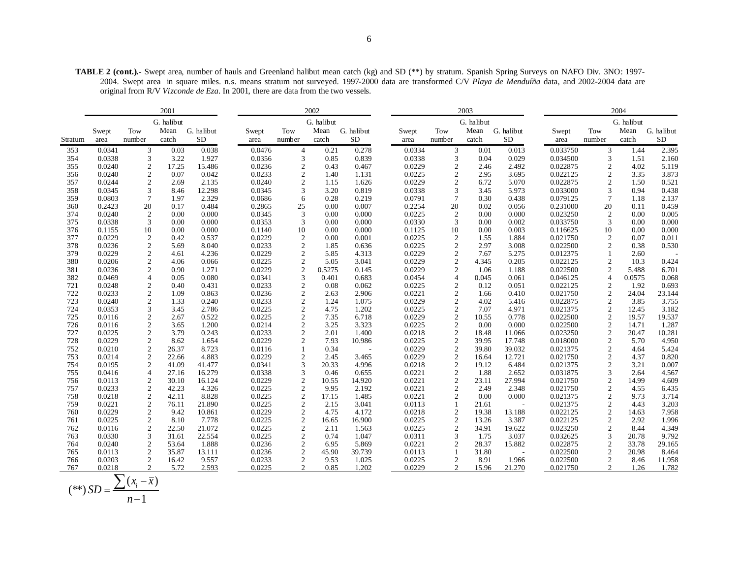**TABLE 2 (cont.).-** Swept area, number of hauls and Greenland halibut mean catch (kg) and SD (**) by stratum. Spanish Spring Surveys on NAFO Div. 3NO: 1997-2004. Swept area in square miles. n.s. means stratum not surveyed. 1997-2000 data are transformed C/V *Playa de Menduíña* data, and 2002-2004 data are original from R/V *Vizconde de Eza*. In 2001, there are data from the two vessels.

| | 2001 | | | | 2002 | | | | 2003 | | | | 2004 | | | |
|---|---|---|---|---|---|---|---|---|---|---|---|---|---|---|---|---|
| | | | G. halibut | | | | G. halibut | | | | G. halibut | | | | G. halibut | |
| Stratum | Swept area | Tow number | Mean catch | G. halibut SD | Swept area | Tow number | Mean catch | G. halibut SD | Swept area | Tow number | Mean catch | G. halibut SD | Swept area | Tow number | Mean catch | G. halibut SD |
| 353 | 0.0341 | 3 | 0.03 | 0.038 | 0.0476 | 4 | 0.21 | 0.278 | 0.0334 | 3 | 0.01 | 0.013 | 0.033750 | 3 | 1.44 | 2.395 |
| 354 | 0.0338 | 3 | 3.22 | 1.927 | 0.0356 | 3 | 0.85 | 0.839 | 0.0338 | 3 | 0.04 | 0.029 | 0.034500 | 3 | 1.51 | 2.160 |
| 355 | 0.0240 | 2 | 17.25 | 15.486 | 0.0236 | 2 | 0.43 | 0.467 | 0.0229 | 2 | 2.46 | 2.492 | 0.022875 | 2 | 4.02 | 5.119 |
| 356 | 0.0240 | 2 | 0.07 | 0.042 | 0.0233 | 2 | 1.40 | 1.131 | 0.0225 | 2 | 2.95 | 3.695 | 0.022125 | 2 | 3.35 | 3.873 |
| 357 | 0.0244 | 2 | 2.69 | 2.135 | 0.0240 | 2 | 1.15 | 1.626 | 0.0229 | 2 | 6.72 | 5.070 | 0.022875 | 2 | 1.50 | 0.521 |
| 358 | 0.0345 | 3 | 8.46 | 12.298 | 0.0345 | 3 | 3.20 | 0.819 | 0.0338 | 3 | 3.45 | 5.973 | 0.033000 | 3 | 0.94 | 0.438 |
| 359 | 0.0803 | 7 | 1.97 | 2.329 | 0.0686 | 6 | 0.28 | 0.219 | 0.0791 | 7 | 0.30 | 0.438 | 0.079125 | 7 | 1.18 | 2.137 |
| 360 | 0.2423 | 20 | 0.17 | 0.484 | 0.2865 | 25 | 0.00 | 0.007 | 0.2254 | 20 | 0.02 | 0.056 | 0.231000 | 20 | 0.11 | 0.459 |
| 374 | 0.0240 | 2 | 0.00 | 0.000 | 0.0345 | 3 | 0.00 | 0.000 | 0.0225 | 2 | 0.00 | 0.000 | 0.023250 | 2 | 0.00 | 0.005 |
| 375 | 0.0338 | 3 | 0.00 | 0.000 | 0.0353 | 3 | 0.00 | 0.000 | 0.0330 | 3 | 0.00 | 0.002 | 0.033750 | 3 | 0.00 | 0.000 |
| 376 | 0.1155 | 10 | 0.00 | 0.000 | 0.1140 | 10 | 0.00 | 0.000 | 0.1125 | 10 | 0.00 | 0.003 | 0.116625 | 10 | 0.00 | 0.000 |
| 377 | 0.0229 | 2 | 0.42 | 0.537 | 0.0229 | 2 | 0.00 | 0.001 | 0.0225 | 2 | 1.55 | 1.884 | 0.021750 | 2 | 0.07 | 0.011 |
| 378 | 0.0236 | 2 | 5.69 | 8.040 | 0.0233 | 2 | 1.85 | 0.636 | 0.0225 | 2 | 2.97 | 3.008 | 0.022500 | 2 | 0.38 | 0.530 |
| 379 | 0.0229 | 2 | 4.61 | 4.236 | 0.0229 | 2 | 5.85 | 4.313 | 0.0229 | 2 | 7.67 | 5.275 | 0.012375 | 1 | 2.60 | - |
| 380 | 0.0206 | 2 | 4.06 | 0.066 | 0.0225 | 2 | 5.05 | 3.041 | 0.0229 | 2 | 4.345 | 0.205 | 0.022125 | 2 | 10.3 | 0.424 |
| 381 | 0.0236 | 2 | 0.90 | 1.271 | 0.0229 | 2 | 0.5275 | 0.145 | 0.0229 | 2 | 1.06 | 1.188 | 0.022500 | 2 | 5.488 | 6.701 |
| 382 | 0.0469 | 4 | 0.05 | 0.080 | 0.0341 | 3 | 0.401 | 0.683 | 0.0454 | 4 | 0.045 | 0.061 | 0.046125 | 4 | 0.0575 | 0.068 |
| 721 | 0.0248 | 2 | 0.40 | 0.431 | 0.0233 | 2 | 0.08 | 0.062 | 0.0225 | 2 | 0.12 | 0.051 | 0.022125 | 2 | 1.92 | 0.693 |
| 722 | 0.0233 | 2 | 1.09 | 0.863 | 0.0236 | 2 | 2.63 | 2.906 | 0.0221 | 2 | 1.66 | 0.410 | 0.021750 | 2 | 24.04 | 23.144 |
| 723 | 0.0240 | 2 | 1.33 | 0.240 | 0.0233 | 2 | 1.24 | 1.075 | 0.0229 | 2 | 4.02 | 5.416 | 0.022875 | 2 | 3.85 | 3.755 |
| 724 | 0.0353 | 3 | 3.45 | 2.786 | 0.0225 | 2 | 4.75 | 1.202 | 0.0225 | 2 | 7.07 | 4.971 | 0.021375 | 2 | 12.45 | 3.182 |
| 725 | 0.0116 | 2 | 2.67 | 0.522 | 0.0225 | 2 | 7.35 | 6.718 | 0.0229 | 2 | 10.55 | 0.778 | 0.022500 | 2 | 19.57 | 19.537 |
| 726 | 0.0116 | 2 | 3.65 | 1.200 | 0.0214 | 2 | 3.25 | 3.323 | 0.0225 | 2 | 0.00 | 0.000 | 0.022500 | 2 | 14.71 | 1.287 |
| 727 | 0.0225 | 2 | 3.79 | 0.243 | 0.0233 | 2 | 2.01 | 1.400 | 0.0218 | 2 | 18.48 | 11.066 | 0.023250 | 2 | 20.47 | 10.281 |
| 728 | 0.0229 | 2 | 8.62 | 1.654 | 0.0229 | 2 | 7.93 | 10.986 | 0.0225 | 2 | 39.95 | 17.748 | 0.018000 | 2 | 5.70 | 4.950 |
| 752 | 0.0210 | 2 | 26.37 | 8.723 | 0.0116 | 1 | 0.34 | - | 0.0229 | 2 | 39.80 | 39.032 | 0.021375 | 2 | 4.64 | 5.424 |
| 753 | 0.0214 | 2 | 22.66 | 4.883 | 0.0229 | 2 | 2.45 | 3.465 | 0.0229 | 2 | 16.64 | 12.721 | 0.021750 | 2 | 4.37 | 0.820 |
| 754 | 0.0195 | 2 | 41.09 | 41.477 | 0.0341 | 3 | 20.33 | 4.996 | 0.0218 | 2 | 19.12 | 6.484 | 0.021375 | 2 | 3.21 | 0.007 |
| 755 | 0.0416 | 4 | 27.16 | 16.279 | 0.0338 | 3 | 0.46 | 0.655 | 0.0221 | 2 | 1.88 | 2.652 | 0.031875 | 3 | 2.64 | 4.567 |
| 756 | 0.0113 | 2 | 30.10 | 16.124 | 0.0229 | 2 | 10.55 | 14.920 | 0.0221 | 2 | 23.11 | 27.994 | 0.021750 | 2 | 14.99 | 4.609 |
| 757 | 0.0233 | 2 | 42.23 | 4.326 | 0.0225 | 2 | 9.95 | 2.192 | 0.0221 | 2 | 2.49 | 2.348 | 0.021750 | 2 | 4.55 | 6.435 |
| 758 | 0.0218 | 2 | 42.11 | 8.828 | 0.0225 | 2 | 17.15 | 1.485 | 0.0221 | 2 | 0.00 | 0.000 | 0.021375 | 2 | 9.73 | 3.714 |
| 759 | 0.0221 | 2 | 76.11 | 21.890 | 0.0225 | 2 | 2.15 | 3.041 | 0.0113 | 1 | 21.61 | - | 0.021375 | 2 | 4.43 | 3.203 |
| 760 | 0.0229 | 2 | 9.42 | 10.861 | 0.0229 | 2 | 4.75 | 4.172 | 0.0218 | 2 | 19.38 | 13.188 | 0.022125 | 2 | 14.63 | 7.958 |
| 761 | 0.0225 | 2 | 8.10 | 7.778 | 0.0225 | 2 | 16.65 | 16.900 | 0.0225 | 2 | 13.26 | 3.387 | 0.022125 | 2 | 2.92 | 1.996 |
| 762 | 0.0116 | 2 | 22.50 | 21.072 | 0.0225 | 2 | 2.11 | 1.563 | 0.0225 | 2 | 34.91 | 19.622 | 0.023250 | 2 | 8.44 | 4.349 |
| 763 | 0.0330 | 3 | 31.61 | 22.554 | 0.0225 | 2 | 0.74 | 1.047 | 0.0311 | 3 | 1.75 | 3.037 | 0.032625 | 3 | 20.78 | 9.792 |
| 764 | 0.0240 | 2 | 53.64 | 1.888 | 0.0236 | 2 | 6.95 | 5.869 | 0.0221 | 2 | 28.37 | 15.882 | 0.022875 | 2 | 33.78 | 29.165 |
| 765 | 0.0113 | 2 | 35.87 | 13.111 | 0.0236 | 2 | 45.90 | 39.739 | 0.0113 | 1 | 31.80 | - | 0.022500 | 2 | 20.98 | 8.464 |
| 766 | 0.0203 | 2 | 16.42 | 9.557 | 0.0233 | 2 | 9.53 | 1.025 | 0.0225 | 2 | 8.91 | 1.966 | 0.022500 | 2 | 8.46 | 11.958 |
| 767 | 0.0218 | 2 | 5.72 | 2.593 | 0.0225 | 2 | 0.85 | 1.202 | 0.0229 | 2 | 15.96 | 21.270 | 0.021750 | 2 | 1.26 | 1.782 |

$$(^{**})\ SD = \frac{\sum (x_i - \bar{x})}{n-1}$$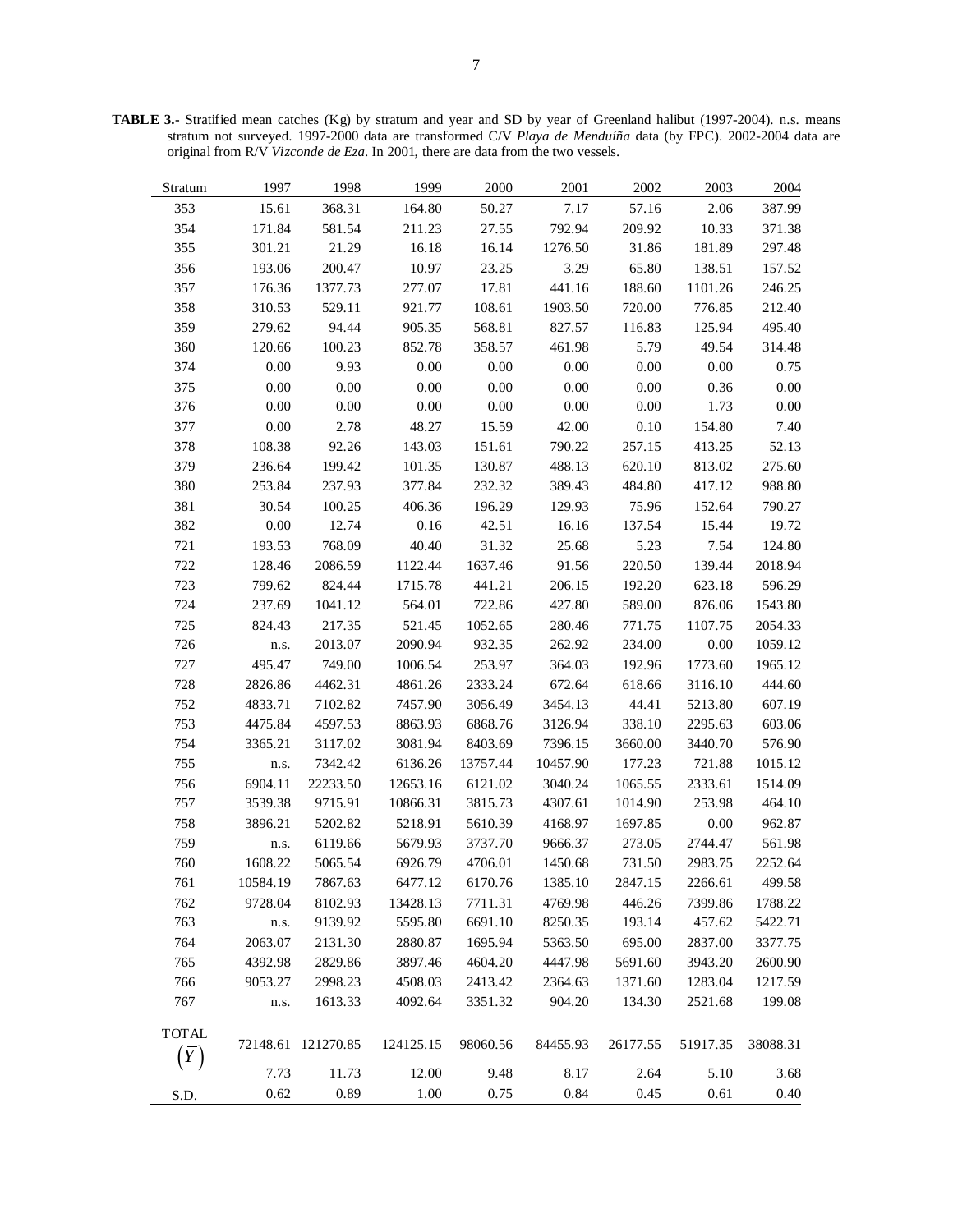**TABLE 3.-** Stratified mean catches (Kg) by stratum and year and SD by year of Greenland halibut (1997-2004). n.s. means stratum not surveyed. 1997-2000 data are transformed C/V *Playa de Menduíña* data (by FPC). 2002-2004 data are original from R/V *Vizconde de Eza*. In 2001, there are data from the two vessels.

| Stratum | 1997 | 1998 | 1999 | 2000 | 2001 | 2002 | 2003 | 2004 |
|---|---|---|---|---|---|---|---|---|
| 353 | 15.61 | 368.31 | 164.80 | 50.27 | 7.17 | 57.16 | 2.06 | 387.99 |
| 354 | 171.84 | 581.54 | 211.23 | 27.55 | 792.94 | 209.92 | 10.33 | 371.38 |
| 355 | 301.21 | 21.29 | 16.18 | 16.14 | 1276.50 | 31.86 | 181.89 | 297.48 |
| 356 | 193.06 | 200.47 | 10.97 | 23.25 | 3.29 | 65.80 | 138.51 | 157.52 |
| 357 | 176.36 | 1377.73 | 277.07 | 17.81 | 441.16 | 188.60 | 1101.26 | 246.25 |
| 358 | 310.53 | 529.11 | 921.77 | 108.61 | 1903.50 | 720.00 | 776.85 | 212.40 |
| 359 | 279.62 | 94.44 | 905.35 | 568.81 | 827.57 | 116.83 | 125.94 | 495.40 |
| 360 | 120.66 | 100.23 | 852.78 | 358.57 | 461.98 | 5.79 | 49.54 | 314.48 |
| 374 | 0.00 | 9.93 | 0.00 | 0.00 | 0.00 | 0.00 | 0.00 | 0.75 |
| 375 | 0.00 | 0.00 | 0.00 | 0.00 | 0.00 | 0.00 | 0.36 | 0.00 |
| 376 | 0.00 | 0.00 | 0.00 | 0.00 | 0.00 | 0.00 | 1.73 | 0.00 |
| 377 | 0.00 | 2.78 | 48.27 | 15.59 | 42.00 | 0.10 | 154.80 | 7.40 |
| 378 | 108.38 | 92.26 | 143.03 | 151.61 | 790.22 | 257.15 | 413.25 | 52.13 |
| 379 | 236.64 | 199.42 | 101.35 | 130.87 | 488.13 | 620.10 | 813.02 | 275.60 |
| 380 | 253.84 | 237.93 | 377.84 | 232.32 | 389.43 | 484.80 | 417.12 | 988.80 |
| 381 | 30.54 | 100.25 | 406.36 | 196.29 | 129.93 | 75.96 | 152.64 | 790.27 |
| 382 | 0.00 | 12.74 | 0.16 | 42.51 | 16.16 | 137.54 | 15.44 | 19.72 |
| 721 | 193.53 | 768.09 | 40.40 | 31.32 | 25.68 | 5.23 | 7.54 | 124.80 |
| 722 | 128.46 | 2086.59 | 1122.44 | 1637.46 | 91.56 | 220.50 | 139.44 | 2018.94 |
| 723 | 799.62 | 824.44 | 1715.78 | 441.21 | 206.15 | 192.20 | 623.18 | 596.29 |
| 724 | 237.69 | 1041.12 | 564.01 | 722.86 | 427.80 | 589.00 | 876.06 | 1543.80 |
| 725 | 824.43 | 217.35 | 521.45 | 1052.65 | 280.46 | 771.75 | 1107.75 | 2054.33 |
| 726 | n.s. | 2013.07 | 2090.94 | 932.35 | 262.92 | 234.00 | 0.00 | 1059.12 |
| 727 | 495.47 | 749.00 | 1006.54 | 253.97 | 364.03 | 192.96 | 1773.60 | 1965.12 |
| 728 | 2826.86 | 4462.31 | 4861.26 | 2333.24 | 672.64 | 618.66 | 3116.10 | 444.60 |
| 752 | 4833.71 | 7102.82 | 7457.90 | 3056.49 | 3454.13 | 44.41 | 5213.80 | 607.19 |
| 753 | 4475.84 | 4597.53 | 8863.93 | 6868.76 | 3126.94 | 338.10 | 2295.63 | 603.06 |
| 754 | 3365.21 | 3117.02 | 3081.94 | 8403.69 | 7396.15 | 3660.00 | 3440.70 | 576.90 |
| 755 | n.s. | 7342.42 | 6136.26 | 13757.44 | 10457.90 | 177.23 | 721.88 | 1015.12 |
| 756 | 6904.11 | 22233.50 | 12653.16 | 6121.02 | 3040.24 | 1065.55 | 2333.61 | 1514.09 |
| 757 | 3539.38 | 9715.91 | 10866.31 | 3815.73 | 4307.61 | 1014.90 | 253.98 | 464.10 |
| 758 | 3896.21 | 5202.82 | 5218.91 | 5610.39 | 4168.97 | 1697.85 | 0.00 | 962.87 |
| 759 | n.s. | 6119.66 | 5679.93 | 3737.70 | 9666.37 | 273.05 | 2744.47 | 561.98 |
| 760 | 1608.22 | 5065.54 | 6926.79 | 4706.01 | 1450.68 | 731.50 | 2983.75 | 2252.64 |
| 761 | 10584.19 | 7867.63 | 6477.12 | 6170.76 | 1385.10 | 2847.15 | 2266.61 | 499.58 |
| 762 | 9728.04 | 8102.93 | 13428.13 | 7711.31 | 4769.98 | 446.26 | 7399.86 | 1788.22 |
| 763 | n.s. | 9139.92 | 5595.80 | 6691.10 | 8250.35 | 193.14 | 457.62 | 5422.71 |
| 764 | 2063.07 | 2131.30 | 2880.87 | 1695.94 | 5363.50 | 695.00 | 2837.00 | 3377.75 |
| 765 | 4392.98 | 2829.86 | 3897.46 | 4604.20 | 4447.98 | 5691.60 | 3943.20 | 2600.90 |
| 766 | 9053.27 | 2998.23 | 4508.03 | 2413.42 | 2364.63 | 1371.60 | 1283.04 | 1217.59 |
| 767 | n.s. | 1613.33 | 4092.64 | 3351.32 | 904.20 | 134.30 | 2521.68 | 199.08 |
| TOTAL | 72148.61 | 121270.85 | 124125.15 | 98060.56 | 84455.93 | 26177.55 | 51917.35 | 38088.31 |
| $\left(\overline{Y}\right)$ | 7.73 | 11.73 | 12.00 | 9.48 | 8.17 | 2.64 | 5.10 | 3.68 |
| S.D. | 0.62 | 0.89 | 1.00 | 0.75 | 0.84 | 0.45 | 0.61 | 0.40 |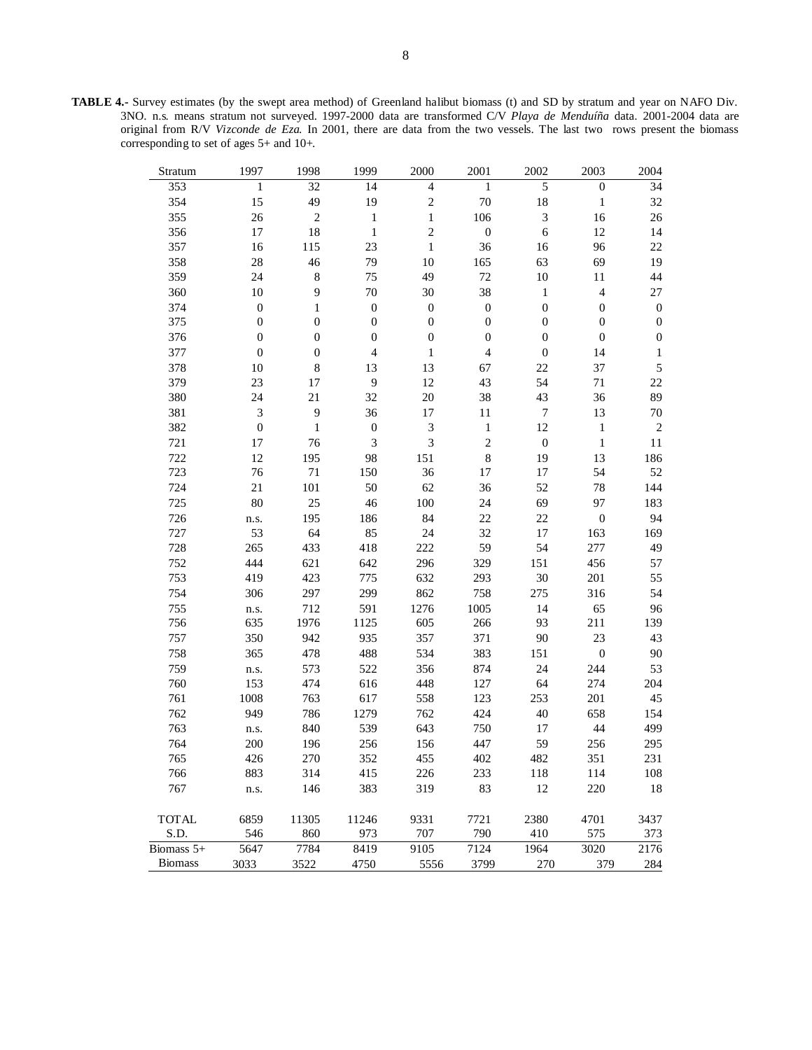**TABLE 4.-** Survey estimates (by the swept area method) of Greenland halibut biomass (t) and SD by stratum and year on NAFO Div. 3NO. n.s. means stratum not surveyed. 1997-2000 data are transformed C/V *Playa de Menduíña* data. 2001-2004 data are original from R/V *Vizconde de Eza*. In 2001, there are data from the two vessels. The last two rows present the biomass corresponding to set of ages 5+ and 10+.

| Stratum | 1997 | 1998 | 1999 | 2000 | 2001 | 2002 | 2003 | 2004 |
|---|---|---|---|---|---|---|---|---|
| 353 | 1 | 32 | 14 | 4 | 1 | 5 | 0 | 34 |
| 354 | 15 | 49 | 19 | 2 | 70 | 18 | 1 | 32 |
| 355 | 26 | 2 | 1 | 1 | 106 | 3 | 16 | 26 |
| 356 | 17 | 18 | 1 | 2 | 0 | 6 | 12 | 14 |
| 357 | 16 | 115 | 23 | 1 | 36 | 16 | 96 | 22 |
| 358 | 28 | 46 | 79 | 10 | 165 | 63 | 69 | 19 |
| 359 | 24 | 8 | 75 | 49 | 72 | 10 | 11 | 44 |
| 360 | 10 | 9 | 70 | 30 | 38 | 1 | 4 | 27 |
| 374 | 0 | 1 | 0 | 0 | 0 | 0 | 0 | 0 |
| 375 | 0 | 0 | 0 | 0 | 0 | 0 | 0 | 0 |
| 376 | 0 | 0 | 0 | 0 | 0 | 0 | 0 | 0 |
| 377 | 0 | 0 | 4 | 1 | 4 | 0 | 14 | 1 |
| 378 | 10 | 8 | 13 | 13 | 67 | 22 | 37 | 5 |
| 379 | 23 | 17 | 9 | 12 | 43 | 54 | 71 | 22 |
| 380 | 24 | 21 | 32 | 20 | 38 | 43 | 36 | 89 |
| 381 | 3 | 9 | 36 | 17 | 11 | 7 | 13 | 70 |
| 382 | 0 | 1 | 0 | 3 | 1 | 12 | 1 | 2 |
| 721 | 17 | 76 | 3 | 3 | 2 | 0 | 1 | 11 |
| 722 | 12 | 195 | 98 | 151 | 8 | 19 | 13 | 186 |
| 723 | 76 | 71 | 150 | 36 | 17 | 17 | 54 | 52 |
| 724 | 21 | 101 | 50 | 62 | 36 | 52 | 78 | 144 |
| 725 | 80 | 25 | 46 | 100 | 24 | 69 | 97 | 183 |
| 726 | n.s. | 195 | 186 | 84 | 22 | 22 | 0 | 94 |
| 727 | 53 | 64 | 85 | 24 | 32 | 17 | 163 | 169 |
| 728 | 265 | 433 | 418 | 222 | 59 | 54 | 277 | 49 |
| 752 | 444 | 621 | 642 | 296 | 329 | 151 | 456 | 57 |
| 753 | 419 | 423 | 775 | 632 | 293 | 30 | 201 | 55 |
| 754 | 306 | 297 | 299 | 862 | 758 | 275 | 316 | 54 |
| 755 | n.s. | 712 | 591 | 1276 | 1005 | 14 | 65 | 96 |
| 756 | 635 | 1976 | 1125 | 605 | 266 | 93 | 211 | 139 |
| 757 | 350 | 942 | 935 | 357 | 371 | 90 | 23 | 43 |
| 758 | 365 | 478 | 488 | 534 | 383 | 151 | 0 | 90 |
| 759 | n.s. | 573 | 522 | 356 | 874 | 24 | 244 | 53 |
| 760 | 153 | 474 | 616 | 448 | 127 | 64 | 274 | 204 |
| 761 | 1008 | 763 | 617 | 558 | 123 | 253 | 201 | 45 |
| 762 | 949 | 786 | 1279 | 762 | 424 | 40 | 658 | 154 |
| 763 | n.s. | 840 | 539 | 643 | 750 | 17 | 44 | 499 |
| 764 | 200 | 196 | 256 | 156 | 447 | 59 | 256 | 295 |
| 765 | 426 | 270 | 352 | 455 | 402 | 482 | 351 | 231 |
| 766 | 883 | 314 | 415 | 226 | 233 | 118 | 114 | 108 |
| 767 | n.s. | 146 | 383 | 319 | 83 | 12 | 220 | 18 |
| TOTAL | 6859 | 11305 | 11246 | 9331 | 7721 | 2380 | 4701 | 3437 |
| S.D. | 546 | 860 | 973 | 707 | 790 | 410 | 575 | 373 |
| Biomass 5+ | 5647 | 7784 | 8419 | 9105 | 7124 | 1964 | 3020 | 2176 |
| Biomass | 3033 | 3522 | 4750 | 5556 | 3799 | 270 | 379 | 284 |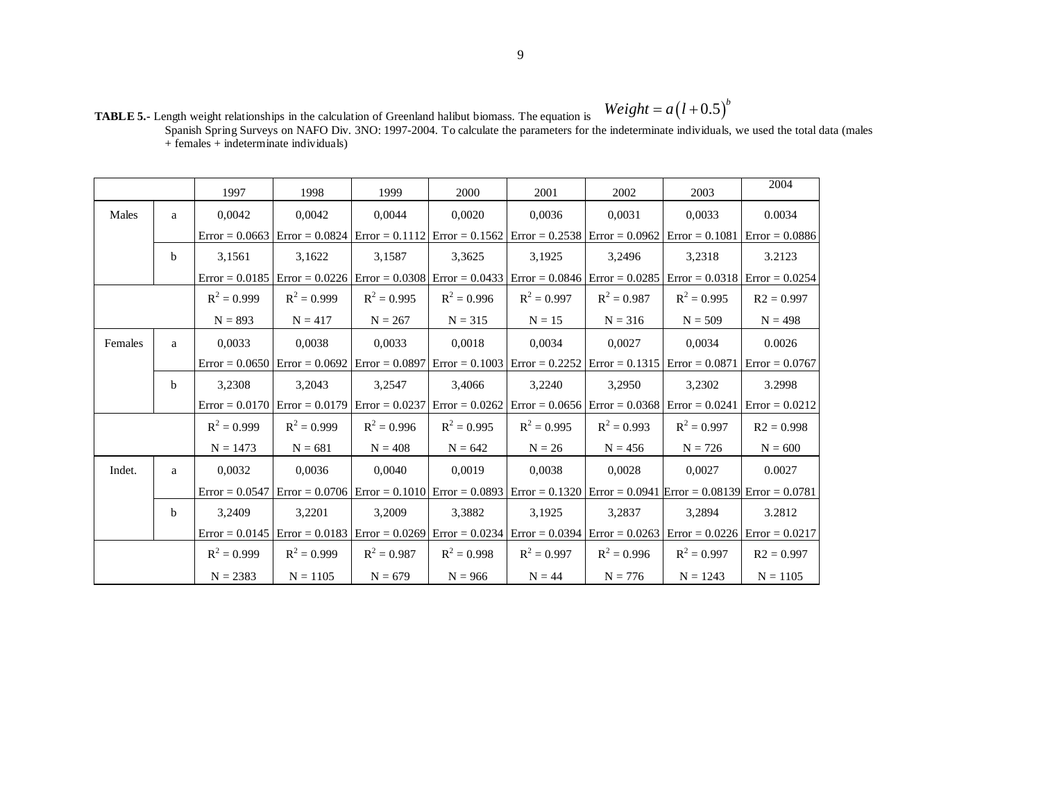**TABLE 5.-** Length weight relationships in the calculation of Greenland halibut biomass. The equation is $Weight = a\left(l + 0.5\right)^{b}$ Spanish Spring Surveys on NAFO Div. 3NO: 1997-2004. To calculate the parameters for the indeterminate individuals, we used the total data (males + females + indeterminate individuals)

| | | 1997 | 1998 | 1999 | 2000 | 2001 | 2002 | 2003 | 2004 |
|---|---|---|---|---|---|---|---|---|---|
| Males | a | 0,0042 | 0,0042 | 0,0044 | 0,0020 | 0,0036 | 0,0031 | 0,0033 | 0.0034 |
| | | Error = 0.0663 | Error = 0.0824 | Error = 0.1112 | Error = 0.1562 | Error = 0.2538 | Error = 0.0962 | Error = 0.1081 | Error = 0.0886 |
| | b | 3,1561 | 3,1622 | 3,1587 | 3,3625 | 3,1925 | 3,2496 | 3,2318 | 3.2123 |
| | | Error = 0.0185 | Error = 0.0226 | Error = 0.0308 | Error = 0.0433 | Error = 0.0846 | Error = 0.0285 | Error = 0.0318 | Error = 0.0254 |
| | | $R^2$ = 0.999 | $R^2$ = 0.999 | $R^2$ = 0.995 | $R^2$ = 0.996 | $R^2$ = 0.997 | $R^2$ = 0.987 | $R^2$ = 0.995 | R2 = 0.997 |
| | | N = 893 | N = 417 | N = 267 | N = 315 | N = 15 | N = 316 | N = 509 | N = 498 |
| Females | a | 0,0033 | 0,0038 | 0,0033 | 0,0018 | 0,0034 | 0,0027 | 0,0034 | 0.0026 |
| | | Error = 0.0650 | Error = 0.0692 | Error = 0.0897 | Error = 0.1003 | Error = 0.2252 | Error = 0.1315 | Error = 0.0871 | Error = 0.0767 |
| | b | 3,2308 | 3,2043 | 3,2547 | 3,4066 | 3,2240 | 3,2950 | 3,2302 | 3.2998 |
| | | Error = 0.0170 | Error = 0.0179 | Error = 0.0237 | Error = 0.0262 | Error = 0.0656 | Error = 0.0368 | Error = 0.0241 | Error = 0.0212 |
| | | $R^2$ = 0.999 | $R^2$ = 0.999 | $R^2$ = 0.996 | $R^2$ = 0.995 | $R^2$ = 0.995 | $R^2$ = 0.993 | $R^2$ = 0.997 | R2 = 0.998 |
| | | N = 1473 | N = 681 | N = 408 | N = 642 | N = 26 | N = 456 | N = 726 | N = 600 |
| Indet. | a | 0,0032 | 0,0036 | 0,0040 | 0,0019 | 0,0038 | 0,0028 | 0,0027 | 0.0027 |
| | | Error = 0.0547 | Error = 0.0706 | Error = 0.1010 | Error = 0.0893 | Error = 0.1320 | Error = 0.0941 | Error = 0.08139 | Error = 0.0781 |
| | b | 3,2409 | 3,2201 | 3,2009 | 3,3882 | 3,1925 | 3,2837 | 3,2894 | 3.2812 |
| | | Error = 0.0145 | Error = 0.0183 | Error = 0.0269 | Error = 0.0234 | Error = 0.0394 | Error = 0.0263 | Error = 0.0226 | Error = 0.0217 |
| | | $R^2$ = 0.999 | $R^2$ = 0.999 | $R^2$ = 0.987 | $R^2$ = 0.998 | $R^2$ = 0.997 | $R^2$ = 0.996 | $R^2$ = 0.997 | R2 = 0.997 |
| | | N = 2383 | N = 1105 | N = 679 | N = 966 | N = 44 | N = 776 | N = 1243 | N = 1105 |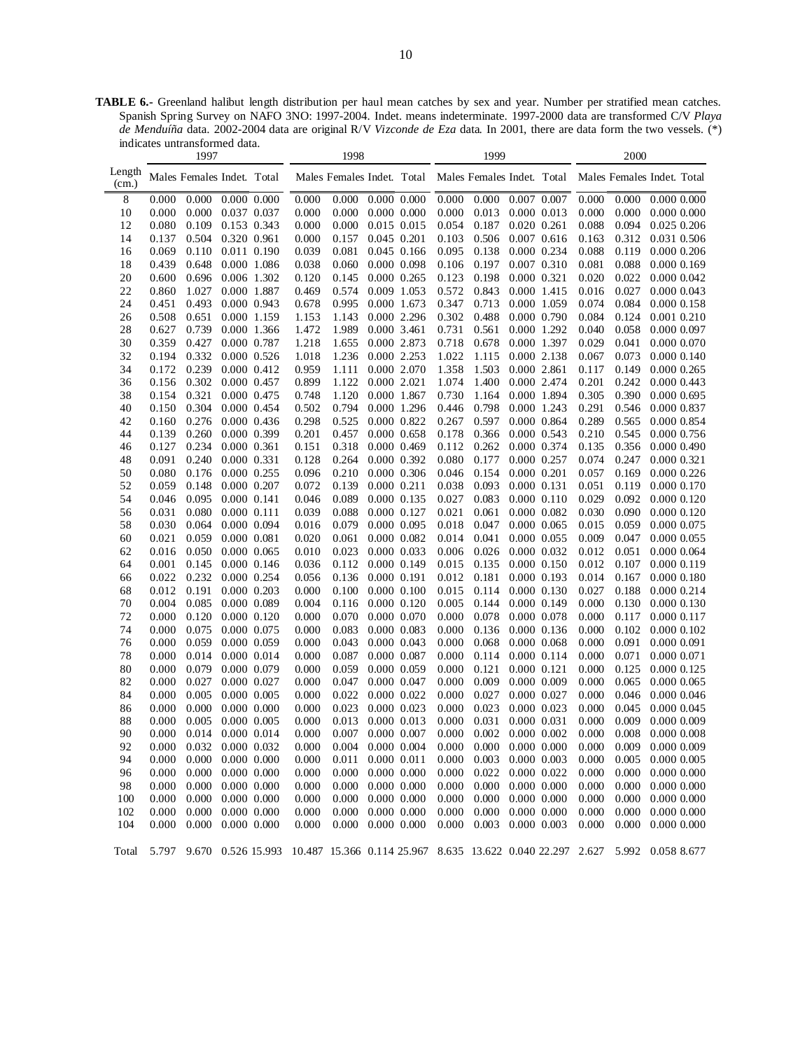**TABLE 6.-** Greenland halibut length distribution per haul mean catches by sex and year. Number per stratified mean catches. Spanish Spring Survey on NAFO 3NO: 1997-2004. Indet. means indeterminate. 1997-2000 data are transformed C/V *Playa de Menduíña* data. 2002-2004 data are original R/V *Vizconde de Eza* data. In 2001, there are data form the two vessels. (*) indicates untransformed data.

| | 1997 | | | | 1998 | | | | 1999 | | | | 2000 | | | |
|---|---|---|---|---|---|---|---|---|---|---|---|---|---|---|---|---|
| Length (cm.) | Males | Females | Indet. | Total | Males | Females | Indet. | Total | Males | Females | Indet. | Total | Males | Females | Indet. | Total |
| 8 | 0.000 | 0.000 | 0.000 | 0.000 | 0.000 | 0.000 | 0.000 | 0.000 | 0.000 | 0.000 | 0.007 | 0.007 | 0.000 | 0.000 | 0.000 | 0.000 |
| 10 | 0.000 | 0.000 | 0.037 | 0.037 | 0.000 | 0.000 | 0.000 | 0.000 | 0.000 | 0.013 | 0.000 | 0.013 | 0.000 | 0.000 | 0.000 | 0.000 |
| 12 | 0.080 | 0.109 | 0.153 | 0.343 | 0.000 | 0.000 | 0.015 | 0.015 | 0.054 | 0.187 | 0.020 | 0.261 | 0.088 | 0.094 | 0.025 | 0.206 |
| 14 | 0.137 | 0.504 | 0.320 | 0.961 | 0.000 | 0.157 | 0.045 | 0.201 | 0.103 | 0.506 | 0.007 | 0.616 | 0.163 | 0.312 | 0.031 | 0.506 |
| 16 | 0.069 | 0.110 | 0.011 | 0.190 | 0.039 | 0.081 | 0.045 | 0.166 | 0.095 | 0.138 | 0.000 | 0.234 | 0.088 | 0.119 | 0.000 | 0.206 |
| 18 | 0.439 | 0.648 | 0.000 | 1.086 | 0.038 | 0.060 | 0.000 | 0.098 | 0.106 | 0.197 | 0.007 | 0.310 | 0.081 | 0.088 | 0.000 | 0.169 |
| 20 | 0.600 | 0.696 | 0.006 | 1.302 | 0.120 | 0.145 | 0.000 | 0.265 | 0.123 | 0.198 | 0.000 | 0.321 | 0.020 | 0.022 | 0.000 | 0.042 |
| 22 | 0.860 | 1.027 | 0.000 | 1.887 | 0.469 | 0.574 | 0.009 | 1.053 | 0.572 | 0.843 | 0.000 | 1.415 | 0.016 | 0.027 | 0.000 | 0.043 |
| 24 | 0.451 | 0.493 | 0.000 | 0.943 | 0.678 | 0.995 | 0.000 | 1.673 | 0.347 | 0.713 | 0.000 | 1.059 | 0.074 | 0.084 | 0.000 | 0.158 |
| 26 | 0.508 | 0.651 | 0.000 | 1.159 | 1.153 | 1.143 | 0.000 | 2.296 | 0.302 | 0.488 | 0.000 | 0.790 | 0.084 | 0.124 | 0.001 | 0.210 |
| 28 | 0.627 | 0.739 | 0.000 | 1.366 | 1.472 | 1.989 | 0.000 | 3.461 | 0.731 | 0.561 | 0.000 | 1.292 | 0.040 | 0.058 | 0.000 | 0.097 |
| 30 | 0.359 | 0.427 | 0.000 | 0.787 | 1.218 | 1.655 | 0.000 | 2.873 | 0.718 | 0.678 | 0.000 | 1.397 | 0.029 | 0.041 | 0.000 | 0.070 |
| 32 | 0.194 | 0.332 | 0.000 | 0.526 | 1.018 | 1.236 | 0.000 | 2.253 | 1.022 | 1.115 | 0.000 | 2.138 | 0.067 | 0.073 | 0.000 | 0.140 |
| 34 | 0.172 | 0.239 | 0.000 | 0.412 | 0.959 | 1.111 | 0.000 | 2.070 | 1.358 | 1.503 | 0.000 | 2.861 | 0.117 | 0.149 | 0.000 | 0.265 |
| 36 | 0.156 | 0.302 | 0.000 | 0.457 | 0.899 | 1.122 | 0.000 | 2.021 | 1.074 | 1.400 | 0.000 | 2.474 | 0.201 | 0.242 | 0.000 | 0.443 |
| 38 | 0.154 | 0.321 | 0.000 | 0.475 | 0.748 | 1.120 | 0.000 | 1.867 | 0.730 | 1.164 | 0.000 | 1.894 | 0.305 | 0.390 | 0.000 | 0.695 |
| 40 | 0.150 | 0.304 | 0.000 | 0.454 | 0.502 | 0.794 | 0.000 | 1.296 | 0.446 | 0.798 | 0.000 | 1.243 | 0.291 | 0.546 | 0.000 | 0.837 |
| 42 | 0.160 | 0.276 | 0.000 | 0.436 | 0.298 | 0.525 | 0.000 | 0.822 | 0.267 | 0.597 | 0.000 | 0.864 | 0.289 | 0.565 | 0.000 | 0.854 |
| 44 | 0.139 | 0.260 | 0.000 | 0.399 | 0.201 | 0.457 | 0.000 | 0.658 | 0.178 | 0.366 | 0.000 | 0.543 | 0.210 | 0.545 | 0.000 | 0.756 |
| 46 | 0.127 | 0.234 | 0.000 | 0.361 | 0.151 | 0.318 | 0.000 | 0.469 | 0.112 | 0.262 | 0.000 | 0.374 | 0.135 | 0.356 | 0.000 | 0.490 |
| 48 | 0.091 | 0.240 | 0.000 | 0.331 | 0.128 | 0.264 | 0.000 | 0.392 | 0.080 | 0.177 | 0.000 | 0.257 | 0.074 | 0.247 | 0.000 | 0.321 |
| 50 | 0.080 | 0.176 | 0.000 | 0.255 | 0.096 | 0.210 | 0.000 | 0.306 | 0.046 | 0.154 | 0.000 | 0.201 | 0.057 | 0.169 | 0.000 | 0.226 |
| 52 | 0.059 | 0.148 | 0.000 | 0.207 | 0.072 | 0.139 | 0.000 | 0.211 | 0.038 | 0.093 | 0.000 | 0.131 | 0.051 | 0.119 | 0.000 | 0.170 |
| 54 | 0.046 | 0.095 | 0.000 | 0.141 | 0.046 | 0.089 | 0.000 | 0.135 | 0.027 | 0.083 | 0.000 | 0.110 | 0.029 | 0.092 | 0.000 | 0.120 |
| 56 | 0.031 | 0.080 | 0.000 | 0.111 | 0.039 | 0.088 | 0.000 | 0.127 | 0.021 | 0.061 | 0.000 | 0.082 | 0.030 | 0.090 | 0.000 | 0.120 |
| 58 | 0.030 | 0.064 | 0.000 | 0.094 | 0.016 | 0.079 | 0.000 | 0.095 | 0.018 | 0.047 | 0.000 | 0.065 | 0.015 | 0.059 | 0.000 | 0.075 |
| 60 | 0.021 | 0.059 | 0.000 | 0.081 | 0.020 | 0.061 | 0.000 | 0.082 | 0.014 | 0.041 | 0.000 | 0.055 | 0.009 | 0.047 | 0.000 | 0.055 |
| 62 | 0.016 | 0.050 | 0.000 | 0.065 | 0.010 | 0.023 | 0.000 | 0.033 | 0.006 | 0.026 | 0.000 | 0.032 | 0.012 | 0.051 | 0.000 | 0.064 |
| 64 | 0.001 | 0.145 | 0.000 | 0.146 | 0.036 | 0.112 | 0.000 | 0.149 | 0.015 | 0.135 | 0.000 | 0.150 | 0.012 | 0.107 | 0.000 | 0.119 |
| 66 | 0.022 | 0.232 | 0.000 | 0.254 | 0.056 | 0.136 | 0.000 | 0.191 | 0.012 | 0.181 | 0.000 | 0.193 | 0.014 | 0.167 | 0.000 | 0.180 |
| 68 | 0.012 | 0.191 | 0.000 | 0.203 | 0.000 | 0.100 | 0.000 | 0.100 | 0.015 | 0.114 | 0.000 | 0.130 | 0.027 | 0.188 | 0.000 | 0.214 |
| 70 | 0.004 | 0.085 | 0.000 | 0.089 | 0.004 | 0.116 | 0.000 | 0.120 | 0.005 | 0.144 | 0.000 | 0.149 | 0.000 | 0.130 | 0.000 | 0.130 |
| 72 | 0.000 | 0.120 | 0.000 | 0.120 | 0.000 | 0.070 | 0.000 | 0.070 | 0.000 | 0.078 | 0.000 | 0.078 | 0.000 | 0.117 | 0.000 | 0.117 |
| 74 | 0.000 | 0.075 | 0.000 | 0.075 | 0.000 | 0.083 | 0.000 | 0.083 | 0.000 | 0.136 | 0.000 | 0.136 | 0.000 | 0.102 | 0.000 | 0.102 |
| 76 | 0.000 | 0.059 | 0.000 | 0.059 | 0.000 | 0.043 | 0.000 | 0.043 | 0.000 | 0.068 | 0.000 | 0.068 | 0.000 | 0.091 | 0.000 | 0.091 |
| 78 | 0.000 | 0.014 | 0.000 | 0.014 | 0.000 | 0.087 | 0.000 | 0.087 | 0.000 | 0.114 | 0.000 | 0.114 | 0.000 | 0.071 | 0.000 | 0.071 |
| 80 | 0.000 | 0.079 | 0.000 | 0.079 | 0.000 | 0.059 | 0.000 | 0.059 | 0.000 | 0.121 | 0.000 | 0.121 | 0.000 | 0.125 | 0.000 | 0.125 |
| 82 | 0.000 | 0.027 | 0.000 | 0.027 | 0.000 | 0.047 | 0.000 | 0.047 | 0.000 | 0.009 | 0.000 | 0.009 | 0.000 | 0.065 | 0.000 | 0.065 |
| 84 | 0.000 | 0.005 | 0.000 | 0.005 | 0.000 | 0.022 | 0.000 | 0.022 | 0.000 | 0.027 | 0.000 | 0.027 | 0.000 | 0.046 | 0.000 | 0.046 |
| 86 | 0.000 | 0.000 | 0.000 | 0.000 | 0.000 | 0.023 | 0.000 | 0.023 | 0.000 | 0.023 | 0.000 | 0.023 | 0.000 | 0.045 | 0.000 | 0.045 |
| 88 | 0.000 | 0.005 | 0.000 | 0.005 | 0.000 | 0.013 | 0.000 | 0.013 | 0.000 | 0.031 | 0.000 | 0.031 | 0.000 | 0.009 | 0.000 | 0.009 |
| 90 | 0.000 | 0.014 | 0.000 | 0.014 | 0.000 | 0.007 | 0.000 | 0.007 | 0.000 | 0.002 | 0.000 | 0.002 | 0.000 | 0.008 | 0.000 | 0.008 |
| 92 | 0.000 | 0.032 | 0.000 | 0.032 | 0.000 | 0.004 | 0.000 | 0.004 | 0.000 | 0.000 | 0.000 | 0.000 | 0.000 | 0.009 | 0.000 | 0.009 |
| 94 | 0.000 | 0.000 | 0.000 | 0.000 | 0.000 | 0.011 | 0.000 | 0.011 | 0.000 | 0.003 | 0.000 | 0.003 | 0.000 | 0.005 | 0.000 | 0.005 |
| 96 | 0.000 | 0.000 | 0.000 | 0.000 | 0.000 | 0.000 | 0.000 | 0.000 | 0.000 | 0.022 | 0.000 | 0.022 | 0.000 | 0.000 | 0.000 | 0.000 |
| 98 | 0.000 | 0.000 | 0.000 | 0.000 | 0.000 | 0.000 | 0.000 | 0.000 | 0.000 | 0.000 | 0.000 | 0.000 | 0.000 | 0.000 | 0.000 | 0.000 |
| 100 | 0.000 | 0.000 | 0.000 | 0.000 | 0.000 | 0.000 | 0.000 | 0.000 | 0.000 | 0.000 | 0.000 | 0.000 | 0.000 | 0.000 | 0.000 | 0.000 |
| 102 | 0.000 | 0.000 | 0.000 | 0.000 | 0.000 | 0.000 | 0.000 | 0.000 | 0.000 | 0.000 | 0.000 | 0.000 | 0.000 | 0.000 | 0.000 | 0.000 |
| 104 | 0.000 | 0.000 | 0.000 | 0.000 | 0.000 | 0.000 | 0.000 | 0.000 | 0.000 | 0.003 | 0.000 | 0.003 | 0.000 | 0.000 | 0.000 | 0.000 |
| Total | 5.797 | 9.670 | 0.526 | 15.993 | 10.487 | 15.366 | 0.114 | 25.967 | 8.635 | 13.622 | 0.040 | 22.297 | 2.627 | 5.992 | 0.058 | 8.677 |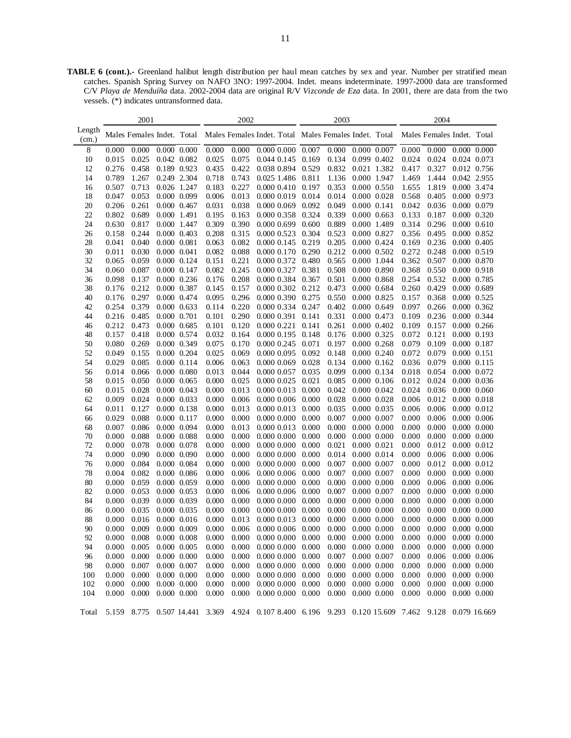**TABLE 6 (cont.).-** Greenland halibut length distribution per haul mean catches by sex and year. Number per stratified mean catches. Spanish Spring Survey on NAFO 3NO: 1997-2004. Indet. means indeterminate. 1997-2000 data are transformed C/V *Playa de Menduíña* data. 2002-2004 data are original R/V *Vizconde de Eza* data. In 2001, there are data from the two vessels. (*) indicates untransformed data.

| Length (cm.) | 2001 | | | | 2002 | | | | 2003 | | | | 2004 | | | |
|---|---|---|---|---|---|---|---|---|---|---|---|---|---|---|---|---|
| | Males | Females | Indet. | Total | Males | Females | Indet. | Total | Males | Females | Indet. | Total | Males | Females | Indet. | Total |
| 8 | 0.000 | 0.000 | 0.000 | 0.000 | 0.000 | 0.000 | 0.000 | 0.000 | 0.007 | 0.000 | 0.000 | 0.007 | 0.000 | 0.000 | 0.000 | 0.000 |
| 10 | 0.015 | 0.025 | 0.042 | 0.082 | 0.025 | 0.075 | 0.044 | 0.145 | 0.169 | 0.134 | 0.099 | 0.402 | 0.024 | 0.024 | 0.024 | 0.073 |
| 12 | 0.276 | 0.458 | 0.189 | 0.923 | 0.435 | 0.422 | 0.038 | 0.894 | 0.529 | 0.832 | 0.021 | 1.382 | 0.417 | 0.327 | 0.012 | 0.756 |
| 14 | 0.789 | 1.267 | 0.249 | 2.304 | 0.718 | 0.743 | 0.025 | 1.486 | 0.811 | 1.136 | 0.000 | 1.947 | 1.469 | 1.444 | 0.042 | 2.955 |
| 16 | 0.507 | 0.713 | 0.026 | 1.247 | 0.183 | 0.227 | 0.000 | 0.410 | 0.197 | 0.353 | 0.000 | 0.550 | 1.655 | 1.819 | 0.000 | 3.474 |
| 18 | 0.047 | 0.053 | 0.000 | 0.099 | 0.006 | 0.013 | 0.000 | 0.019 | 0.014 | 0.014 | 0.000 | 0.028 | 0.568 | 0.405 | 0.000 | 0.973 |
| 20 | 0.206 | 0.261 | 0.000 | 0.467 | 0.031 | 0.038 | 0.000 | 0.069 | 0.092 | 0.049 | 0.000 | 0.141 | 0.042 | 0.036 | 0.000 | 0.079 |
| 22 | 0.802 | 0.689 | 0.000 | 1.491 | 0.195 | 0.163 | 0.000 | 0.358 | 0.324 | 0.339 | 0.000 | 0.663 | 0.133 | 0.187 | 0.000 | 0.320 |
| 24 | 0.630 | 0.817 | 0.000 | 1.447 | 0.309 | 0.390 | 0.000 | 0.699 | 0.600 | 0.889 | 0.000 | 1.489 | 0.314 | 0.296 | 0.000 | 0.610 |
| 26 | 0.158 | 0.244 | 0.000 | 0.403 | 0.208 | 0.315 | 0.000 | 0.523 | 0.304 | 0.523 | 0.000 | 0.827 | 0.356 | 0.495 | 0.000 | 0.852 |
| 28 | 0.041 | 0.040 | 0.000 | 0.081 | 0.063 | 0.082 | 0.000 | 0.145 | 0.219 | 0.205 | 0.000 | 0.424 | 0.169 | 0.236 | 0.000 | 0.405 |
| 30 | 0.011 | 0.030 | 0.000 | 0.041 | 0.082 | 0.088 | 0.000 | 0.170 | 0.290 | 0.212 | 0.000 | 0.502 | 0.272 | 0.248 | 0.000 | 0.519 |
| 32 | 0.065 | 0.059 | 0.000 | 0.124 | 0.151 | 0.221 | 0.000 | 0.372 | 0.480 | 0.565 | 0.000 | 1.044 | 0.362 | 0.507 | 0.000 | 0.870 |
| 34 | 0.060 | 0.087 | 0.000 | 0.147 | 0.082 | 0.245 | 0.000 | 0.327 | 0.381 | 0.508 | 0.000 | 0.890 | 0.368 | 0.550 | 0.000 | 0.918 |
| 36 | 0.098 | 0.137 | 0.000 | 0.236 | 0.176 | 0.208 | 0.000 | 0.384 | 0.367 | 0.501 | 0.000 | 0.868 | 0.254 | 0.532 | 0.000 | 0.785 |
| 38 | 0.176 | 0.212 | 0.000 | 0.387 | 0.145 | 0.157 | 0.000 | 0.302 | 0.212 | 0.473 | 0.000 | 0.684 | 0.260 | 0.429 | 0.000 | 0.689 |
| 40 | 0.176 | 0.297 | 0.000 | 0.474 | 0.095 | 0.296 | 0.000 | 0.390 | 0.275 | 0.550 | 0.000 | 0.825 | 0.157 | 0.368 | 0.000 | 0.525 |
| 42 | 0.254 | 0.379 | 0.000 | 0.633 | 0.114 | 0.220 | 0.000 | 0.334 | 0.247 | 0.402 | 0.000 | 0.649 | 0.097 | 0.266 | 0.000 | 0.362 |
| 44 | 0.216 | 0.485 | 0.000 | 0.701 | 0.101 | 0.290 | 0.000 | 0.391 | 0.141 | 0.331 | 0.000 | 0.473 | 0.109 | 0.236 | 0.000 | 0.344 |
| 46 | 0.212 | 0.473 | 0.000 | 0.685 | 0.101 | 0.120 | 0.000 | 0.221 | 0.141 | 0.261 | 0.000 | 0.402 | 0.109 | 0.157 | 0.000 | 0.266 |
| 48 | 0.157 | 0.418 | 0.000 | 0.574 | 0.032 | 0.164 | 0.000 | 0.195 | 0.148 | 0.176 | 0.000 | 0.325 | 0.072 | 0.121 | 0.000 | 0.193 |
| 50 | 0.080 | 0.269 | 0.000 | 0.349 | 0.075 | 0.170 | 0.000 | 0.245 | 0.071 | 0.197 | 0.000 | 0.268 | 0.079 | 0.109 | 0.000 | 0.187 |
| 52 | 0.049 | 0.155 | 0.000 | 0.204 | 0.025 | 0.069 | 0.000 | 0.095 | 0.092 | 0.148 | 0.000 | 0.240 | 0.072 | 0.079 | 0.000 | 0.151 |
| 54 | 0.029 | 0.085 | 0.000 | 0.114 | 0.006 | 0.063 | 0.000 | 0.069 | 0.028 | 0.134 | 0.000 | 0.162 | 0.036 | 0.079 | 0.000 | 0.115 |
| 56 | 0.014 | 0.066 | 0.000 | 0.080 | 0.013 | 0.044 | 0.000 | 0.057 | 0.035 | 0.099 | 0.000 | 0.134 | 0.018 | 0.054 | 0.000 | 0.072 |
| 58 | 0.015 | 0.050 | 0.000 | 0.065 | 0.000 | 0.025 | 0.000 | 0.025 | 0.021 | 0.085 | 0.000 | 0.106 | 0.012 | 0.024 | 0.000 | 0.036 |
| 60 | 0.015 | 0.028 | 0.000 | 0.043 | 0.000 | 0.013 | 0.000 | 0.013 | 0.000 | 0.042 | 0.000 | 0.042 | 0.024 | 0.036 | 0.000 | 0.060 |
| 62 | 0.009 | 0.024 | 0.000 | 0.033 | 0.000 | 0.006 | 0.000 | 0.006 | 0.000 | 0.028 | 0.000 | 0.028 | 0.006 | 0.012 | 0.000 | 0.018 |
| 64 | 0.011 | 0.127 | 0.000 | 0.138 | 0.000 | 0.013 | 0.000 | 0.013 | 0.000 | 0.035 | 0.000 | 0.035 | 0.006 | 0.006 | 0.000 | 0.012 |
| 66 | 0.029 | 0.088 | 0.000 | 0.117 | 0.000 | 0.000 | 0.000 | 0.000 | 0.000 | 0.007 | 0.000 | 0.007 | 0.000 | 0.006 | 0.000 | 0.006 |
| 68 | 0.007 | 0.086 | 0.000 | 0.094 | 0.000 | 0.013 | 0.000 | 0.013 | 0.000 | 0.000 | 0.000 | 0.000 | 0.000 | 0.000 | 0.000 | 0.000 |
| 70 | 0.000 | 0.088 | 0.000 | 0.088 | 0.000 | 0.000 | 0.000 | 0.000 | 0.000 | 0.000 | 0.000 | 0.000 | 0.000 | 0.000 | 0.000 | 0.000 |
| 72 | 0.000 | 0.078 | 0.000 | 0.078 | 0.000 | 0.000 | 0.000 | 0.000 | 0.000 | 0.021 | 0.000 | 0.021 | 0.000 | 0.012 | 0.000 | 0.012 |
| 74 | 0.000 | 0.090 | 0.000 | 0.090 | 0.000 | 0.000 | 0.000 | 0.000 | 0.000 | 0.014 | 0.000 | 0.014 | 0.000 | 0.006 | 0.000 | 0.006 |
| 76 | 0.000 | 0.084 | 0.000 | 0.084 | 0.000 | 0.000 | 0.000 | 0.000 | 0.000 | 0.007 | 0.000 | 0.007 | 0.000 | 0.012 | 0.000 | 0.012 |
| 78 | 0.004 | 0.082 | 0.000 | 0.086 | 0.000 | 0.006 | 0.000 | 0.006 | 0.000 | 0.007 | 0.000 | 0.007 | 0.000 | 0.000 | 0.000 | 0.000 |
| 80 | 0.000 | 0.059 | 0.000 | 0.059 | 0.000 | 0.000 | 0.000 | 0.000 | 0.000 | 0.000 | 0.000 | 0.000 | 0.000 | 0.006 | 0.000 | 0.006 |
| 82 | 0.000 | 0.053 | 0.000 | 0.053 | 0.000 | 0.006 | 0.000 | 0.006 | 0.000 | 0.007 | 0.000 | 0.007 | 0.000 | 0.000 | 0.000 | 0.000 |
| 84 | 0.000 | 0.039 | 0.000 | 0.039 | 0.000 | 0.000 | 0.000 | 0.000 | 0.000 | 0.000 | 0.000 | 0.000 | 0.000 | 0.000 | 0.000 | 0.000 |
| 86 | 0.000 | 0.035 | 0.000 | 0.035 | 0.000 | 0.000 | 0.000 | 0.000 | 0.000 | 0.000 | 0.000 | 0.000 | 0.000 | 0.000 | 0.000 | 0.000 |
| 88 | 0.000 | 0.016 | 0.000 | 0.016 | 0.000 | 0.013 | 0.000 | 0.013 | 0.000 | 0.000 | 0.000 | 0.000 | 0.000 | 0.000 | 0.000 | 0.000 |
| 90 | 0.000 | 0.009 | 0.000 | 0.009 | 0.000 | 0.006 | 0.000 | 0.006 | 0.000 | 0.000 | 0.000 | 0.000 | 0.000 | 0.000 | 0.000 | 0.000 |
| 92 | 0.000 | 0.008 | 0.000 | 0.008 | 0.000 | 0.000 | 0.000 | 0.000 | 0.000 | 0.000 | 0.000 | 0.000 | 0.000 | 0.000 | 0.000 | 0.000 |
| 94 | 0.000 | 0.005 | 0.000 | 0.005 | 0.000 | 0.000 | 0.000 | 0.000 | 0.000 | 0.000 | 0.000 | 0.000 | 0.000 | 0.000 | 0.000 | 0.000 |
| 96 | 0.000 | 0.000 | 0.000 | 0.000 | 0.000 | 0.000 | 0.000 | 0.000 | 0.000 | 0.007 | 0.000 | 0.007 | 0.000 | 0.006 | 0.000 | 0.006 |
| 98 | 0.000 | 0.007 | 0.000 | 0.007 | 0.000 | 0.000 | 0.000 | 0.000 | 0.000 | 0.000 | 0.000 | 0.000 | 0.000 | 0.000 | 0.000 | 0.000 |
| 100 | 0.000 | 0.000 | 0.000 | 0.000 | 0.000 | 0.000 | 0.000 | 0.000 | 0.000 | 0.000 | 0.000 | 0.000 | 0.000 | 0.000 | 0.000 | 0.000 |
| 102 | 0.000 | 0.000 | 0.000 | 0.000 | 0.000 | 0.000 | 0.000 | 0.000 | 0.000 | 0.000 | 0.000 | 0.000 | 0.000 | 0.000 | 0.000 | 0.000 |
| 104 | 0.000 | 0.000 | 0.000 | 0.000 | 0.000 | 0.000 | 0.000 | 0.000 | 0.000 | 0.000 | 0.000 | 0.000 | 0.000 | 0.000 | 0.000 | 0.000 |
| Total | 5.159 | 8.775 | 0.507 | 14.441 | 3.369 | 4.924 | 0.107 | 8.400 | 6.196 | 9.293 | 0.120 | 15.609 | 7.462 | 9.128 | 0.079 | 16.669 |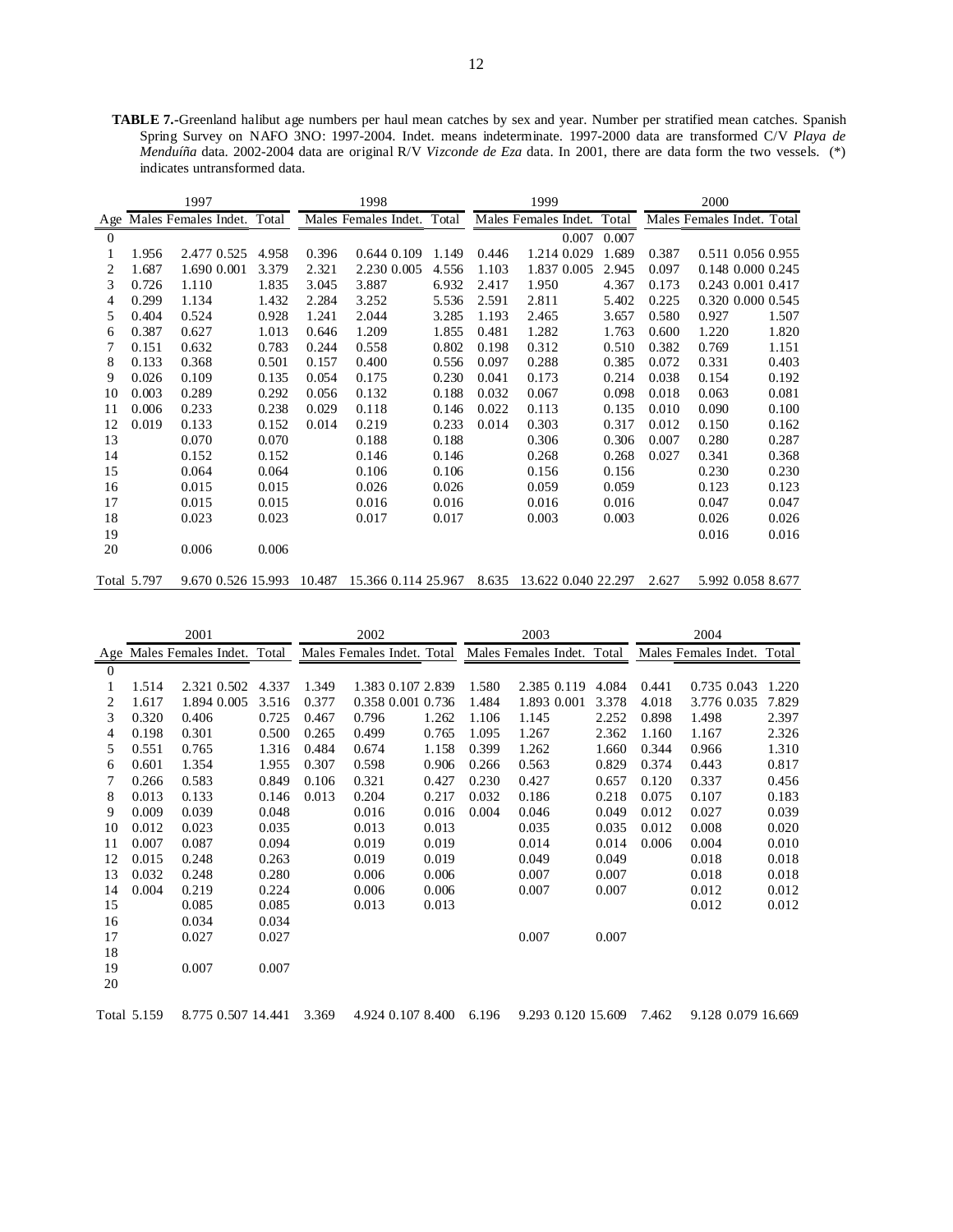**TABLE 7.-**Greenland halibut age numbers per haul mean catches by sex and year. Number per stratified mean catches. Spanish Spring Survey on NAFO 3NO: 1997-2004. Indet. means indeterminate. 1997-2000 data are transformed C/V *Playa de Menduíña* data. 2002-2004 data are original R/V *Vizconde de Eza* data. In 2001, there are data form the two vessels. (*) indicates untransformed data.

| | 1997 | | | | 1998 | | | | 1999 | | | | 2000 | | | |
|---|---|---|---|---|---|---|---|---|---|---|---|---|---|---|---|---|
| Age | Males | Females | Indet. | Total | Males | Females | Indet. | Total | Males | Females | Indet. | Total | Males | Females | Indet. | Total |
| 0 | | | | | | | | | | | 0.007 | 0.007 | | | | |
| 1 | 1.956 | 2.477 | 0.525 | 4.958 | 0.396 | 0.644 | 0.109 | 1.149 | 0.446 | 1.214 | 0.029 | 1.689 | 0.387 | 0.511 | 0.056 | 0.955 |
| 2 | 1.687 | 1.690 | 0.001 | 3.379 | 2.321 | 2.230 | 0.005 | 4.556 | 1.103 | 1.837 | 0.005 | 2.945 | 0.097 | 0.148 | 0.000 | 0.245 |
| 3 | 0.726 | 1.110 | | 1.835 | 3.045 | 3.887 | | 6.932 | 2.417 | 1.950 | | 4.367 | 0.173 | 0.243 | 0.001 | 0.417 |
| 4 | 0.299 | 1.134 | | 1.432 | 2.284 | 3.252 | | 5.536 | 2.591 | 2.811 | | 5.402 | 0.225 | 0.320 | 0.000 | 0.545 |
| 5 | 0.404 | 0.524 | | 0.928 | 1.241 | 2.044 | | 3.285 | 1.193 | 2.465 | | 3.657 | 0.580 | 0.927 | | 1.507 |
| 6 | 0.387 | 0.627 | | 1.013 | 0.646 | 1.209 | | 1.855 | 0.481 | 1.282 | | 1.763 | 0.600 | 1.220 | | 1.820 |
| 7 | 0.151 | 0.632 | | 0.783 | 0.244 | 0.558 | | 0.802 | 0.198 | 0.312 | | 0.510 | 0.382 | 0.769 | | 1.151 |
| 8 | 0.133 | 0.368 | | 0.501 | 0.157 | 0.400 | | 0.556 | 0.097 | 0.288 | | 0.385 | 0.072 | 0.331 | | 0.403 |
| 9 | 0.026 | 0.109 | | 0.135 | 0.054 | 0.175 | | 0.230 | 0.041 | 0.173 | | 0.214 | 0.038 | 0.154 | | 0.192 |
| 10 | 0.003 | 0.289 | | 0.292 | 0.056 | 0.132 | | 0.188 | 0.032 | 0.067 | | 0.098 | 0.018 | 0.063 | | 0.081 |
| 11 | 0.006 | 0.233 | | 0.238 | 0.029 | 0.118 | | 0.146 | 0.022 | 0.113 | | 0.135 | 0.010 | 0.090 | | 0.100 |
| 12 | 0.019 | 0.133 | | 0.152 | 0.014 | 0.219 | | 0.233 | 0.014 | 0.303 | | 0.317 | 0.012 | 0.150 | | 0.162 |
| 13 | | 0.070 | | 0.070 | | 0.188 | | 0.188 | | 0.306 | | 0.306 | 0.007 | 0.280 | | 0.287 |
| 14 | | 0.152 | | 0.152 | | 0.146 | | 0.146 | | 0.268 | | 0.268 | 0.027 | 0.341 | | 0.368 |
| 15 | | 0.064 | | 0.064 | | 0.106 | | 0.106 | | 0.156 | | 0.156 | | 0.230 | | 0.230 |
| 16 | | 0.015 | | 0.015 | | 0.026 | | 0.026 | | 0.059 | | 0.059 | | 0.123 | | 0.123 |
| 17 | | 0.015 | | 0.015 | | 0.016 | | 0.016 | | 0.016 | | 0.016 | | 0.047 | | 0.047 |
| 18 | | 0.023 | | 0.023 | | 0.017 | | 0.017 | | 0.003 | | 0.003 | | 0.026 | | 0.026 |
| 19 | | | | | | | | | | | | | | 0.016 | | 0.016 |
| 20 | | 0.006 | | 0.006 | | | | | | | | | | | | |
| Total | 5.797 | 9.670 | 0.526 | 15.993 | 10.487 | 15.366 | 0.114 | 25.967 | 8.635 | 13.622 | 0.040 | 22.297 | 2.627 | 5.992 | 0.058 | 8.677 |

| | 2001 | | | | 2002 | | | | 2003 | | | | 2004 | | | |
|---|---|---|---|---|---|---|---|---|---|---|---|---|---|---|---|---|
| Age | Males | Females | Indet. | Total | Males | Females | Indet. | Total | Males | Females | Indet. | Total | Males | Females | Indet. | Total |
| 0 | | | | | | | | | | | | | | | | |
| 1 | 1.514 | 2.321 | 0.502 | 4.337 | 1.349 | 1.383 | 0.107 | 2.839 | 1.580 | 2.385 | 0.119 | 4.084 | 0.441 | 0.735 | 0.043 | 1.220 |
| 2 | 1.617 | 1.894 | 0.005 | 3.516 | 0.377 | 0.358 | 0.001 | 0.736 | 1.484 | 1.893 | 0.001 | 3.378 | 4.018 | 3.776 | 0.035 | 7.829 |
| 3 | 0.320 | 0.406 | | 0.725 | 0.467 | 0.796 | | 1.262 | 1.106 | 1.145 | | 2.252 | 0.898 | 1.498 | | 2.397 |
| 4 | 0.198 | 0.301 | | 0.500 | 0.265 | 0.499 | | 0.765 | 1.095 | 1.267 | | 2.362 | 1.160 | 1.167 | | 2.326 |
| 5 | 0.551 | 0.765 | | 1.316 | 0.484 | 0.674 | | 1.158 | 0.399 | 1.262 | | 1.660 | 0.344 | 0.966 | | 1.310 |
| 6 | 0.601 | 1.354 | | 1.955 | 0.307 | 0.598 | | 0.906 | 0.266 | 0.563 | | 0.829 | 0.374 | 0.443 | | 0.817 |
| 7 | 0.266 | 0.583 | | 0.849 | 0.106 | 0.321 | | 0.427 | 0.230 | 0.427 | | 0.657 | 0.120 | 0.337 | | 0.456 |
| 8 | 0.013 | 0.133 | | 0.146 | 0.013 | 0.204 | | 0.217 | 0.032 | 0.186 | | 0.218 | 0.075 | 0.107 | | 0.183 |
| 9 | 0.009 | 0.039 | | 0.048 | | 0.016 | | 0.016 | 0.004 | 0.046 | | 0.049 | 0.012 | 0.027 | | 0.039 |
| 10 | 0.012 | 0.023 | | 0.035 | | 0.013 | | 0.013 | | 0.035 | | 0.035 | 0.012 | 0.008 | | 0.020 |
| 11 | 0.007 | 0.087 | | 0.094 | | 0.019 | | 0.019 | | 0.014 | | 0.014 | 0.006 | 0.004 | | 0.010 |
| 12 | 0.015 | 0.248 | | 0.263 | | 0.019 | | 0.019 | | 0.049 | | 0.049 | | 0.018 | | 0.018 |
| 13 | 0.032 | 0.248 | | 0.280 | | 0.006 | | 0.006 | | 0.007 | | 0.007 | | 0.018 | | 0.018 |
| 14 | 0.004 | 0.219 | | 0.224 | | 0.006 | | 0.006 | | 0.007 | | 0.007 | | 0.012 | | 0.012 |
| 15 | | 0.085 | | 0.085 | | 0.013 | | 0.013 | | | | | | 0.012 | | 0.012 |
| 16 | | 0.034 | | 0.034 | | | | | | | | | | | | |
| 17 | | 0.027 | | 0.027 | | | | | | 0.007 | | 0.007 | | | | |
| 18 | | | | | | | | | | | | | | | | |
| 19 | | 0.007 | | 0.007 | | | | | | | | | | | | |
| 20 | | | | | | | | | | | | | | | | |
| Total | 5.159 | 8.775 | 0.507 | 14.441 | 3.369 | 4.924 | 0.107 | 8.400 | 6.196 | 9.293 | 0.120 | 15.609 | 7.462 | 9.128 | 0.079 | 16.669 |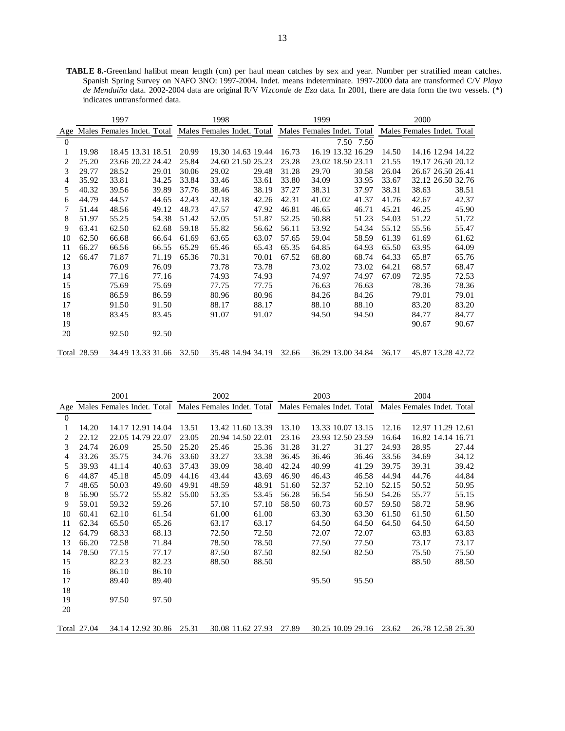**TABLE 8.-**Greenland halibut mean length (cm) per haul mean catches by sex and year. Number per stratified mean catches. Spanish Spring Survey on NAFO 3NO: 1997-2004. Indet. means indeterminate. 1997-2000 data are transformed C/V *Playa de Menduíña* data. 2002-2004 data are original R/V *Vizconde de Eza* data. In 2001, there are data form the two vessels. (*) indicates untransformed data.

| | 1997 | | | | 1998 | | | | 1999 | | | | 2000 | | | |
|---|---|---|---|---|---|---|---|---|---|---|---|---|---|---|---|---|
| Age | Males | Females | Indet. | Total | Males | Females | Indet. | Total | Males | Females | Indet. | Total | Males | Females | Indet. | Total |
| 0 | | | | | | | | | | | 7.50 | 7.50 | | | | |
| 1 | 19.98 | 18.45 | 13.31 | 18.51 | 20.99 | 19.30 | 14.63 | 19.44 | 16.73 | 16.19 | 13.32 | 16.29 | 14.50 | 14.16 | 12.94 | 14.22 |
| 2 | 25.20 | 23.66 | 20.22 | 24.42 | 25.84 | 24.60 | 21.50 | 25.23 | 23.28 | 23.02 | 18.50 | 23.11 | 21.55 | 19.17 | 26.50 | 20.12 |
| 3 | 29.77 | 28.52 | | 29.01 | 30.06 | 29.02 | | 29.48 | 31.28 | 29.70 | | 30.58 | 26.04 | 26.67 | 26.50 | 26.41 |
| 4 | 35.92 | 33.81 | | 34.25 | 33.84 | 33.46 | | 33.61 | 33.80 | 34.09 | | 33.95 | 33.67 | 32.12 | 26.50 | 32.76 |
| 5 | 40.32 | 39.56 | | 39.89 | 37.76 | 38.46 | | 38.19 | 37.27 | 38.31 | | 37.97 | 38.31 | 38.63 | | 38.51 |
| 6 | 44.79 | 44.57 | | 44.65 | 42.43 | 42.18 | | 42.26 | 42.31 | 41.02 | | 41.37 | 41.76 | 42.67 | | 42.37 |
| 7 | 51.44 | 48.56 | | 49.12 | 48.73 | 47.57 | | 47.92 | 46.81 | 46.65 | | 46.71 | 45.21 | 46.25 | | 45.90 |
| 8 | 51.97 | 55.25 | | 54.38 | 51.42 | 52.05 | | 51.87 | 52.25 | 50.88 | | 51.23 | 54.03 | 51.22 | | 51.72 |
| 9 | 63.41 | 62.50 | | 62.68 | 59.18 | 55.82 | | 56.62 | 56.11 | 53.92 | | 54.34 | 55.12 | 55.56 | | 55.47 |
| 10 | 62.50 | 66.68 | | 66.64 | 61.69 | 63.65 | | 63.07 | 57.65 | 59.04 | | 58.59 | 61.39 | 61.69 | | 61.62 |
| 11 | 66.27 | 66.56 | | 66.55 | 65.29 | 65.46 | | 65.43 | 65.35 | 64.85 | | 64.93 | 65.50 | 63.95 | | 64.09 |
| 12 | 66.47 | 71.87 | | 71.19 | 65.36 | 70.31 | | 70.01 | 67.52 | 68.80 | | 68.74 | 64.33 | 65.87 | | 65.76 |
| 13 | | 76.09 | | 76.09 | | 73.78 | | 73.78 | | 73.02 | | 73.02 | 64.21 | 68.57 | | 68.47 |
| 14 | | 77.16 | | 77.16 | | 74.93 | | 74.93 | | 74.97 | | 74.97 | 67.09 | 72.95 | | 72.53 |
| 15 | | 75.69 | | 75.69 | | 77.75 | | 77.75 | | 76.63 | | 76.63 | | 78.36 | | 78.36 |
| 16 | | 86.59 | | 86.59 | | 80.96 | | 80.96 | | 84.26 | | 84.26 | | 79.01 | | 79.01 |
| 17 | | 91.50 | | 91.50 | | 88.17 | | 88.17 | | 88.10 | | 88.10 | | 83.20 | | 83.20 |
| 18 | | 83.45 | | 83.45 | | 91.07 | | 91.07 | | 94.50 | | 94.50 | | 84.77 | | 84.77 |
| 19 | | | | | | | | | | | | | | 90.67 | | 90.67 |
| 20 | | 92.50 | | 92.50 | | | | | | | | | | | | |
| Total | 28.59 | 34.49 | 13.33 | 31.66 | 32.50 | 35.48 | 14.94 | 34.19 | 32.66 | 36.29 | 13.00 | 34.84 | 36.17 | 45.87 | 13.28 | 42.72 |

| | 2001 | | | | 2002 | | | | 2003 | | | | 2004 | | | |
|---|---|---|---|---|---|---|---|---|---|---|---|---|---|---|---|---|
| Age | Males | Females | Indet. | Total | Males | Females | Indet. | Total | Males | Females | Indet. | Total | Males | Females | Indet. | Total |
| 0 | | | | | | | | | | | | | | | | |
| 1 | 14.20 | 14.17 | 12.91 | 14.04 | 13.51 | 13.42 | 11.60 | 13.39 | 13.10 | 13.33 | 10.07 | 13.15 | 12.16 | 12.97 | 11.29 | 12.61 |
| 2 | 22.12 | 22.05 | 14.79 | 22.07 | 23.05 | 20.94 | 14.50 | 22.01 | 23.16 | 23.93 | 12.50 | 23.59 | 16.64 | 16.82 | 14.14 | 16.71 |
| 3 | 24.74 | 26.09 | | 25.50 | 25.20 | 25.46 | | 25.36 | 31.28 | 31.27 | | 31.27 | 24.93 | 28.95 | | 27.44 |
| 4 | 33.26 | 35.75 | | 34.76 | 33.60 | 33.27 | | 33.38 | 36.45 | 36.46 | | 36.46 | 33.56 | 34.69 | | 34.12 |
| 5 | 39.93 | 41.14 | | 40.63 | 37.43 | 39.09 | | 38.40 | 42.24 | 40.99 | | 41.29 | 39.75 | 39.31 | | 39.42 |
| 6 | 44.87 | 45.18 | | 45.09 | 44.16 | 43.44 | | 43.69 | 46.90 | 46.43 | | 46.58 | 44.94 | 44.76 | | 44.84 |
| 7 | 48.65 | 50.03 | | 49.60 | 49.91 | 48.59 | | 48.91 | 51.60 | 52.37 | | 52.10 | 52.15 | 50.52 | | 50.95 |
| 8 | 56.90 | 55.72 | | 55.82 | 55.00 | 53.35 | | 53.45 | 56.28 | 56.54 | | 56.50 | 54.26 | 55.77 | | 55.15 |
| 9 | 59.01 | 59.32 | | 59.26 | | 57.10 | | 57.10 | 58.50 | 60.73 | | 60.57 | 59.50 | 58.72 | | 58.96 |
| 10 | 60.41 | 62.10 | | 61.54 | | 61.00 | | 61.00 | | 63.30 | | 63.30 | 61.50 | 61.50 | | 61.50 |
| 11 | 62.34 | 65.50 | | 65.26 | | 63.17 | | 63.17 | | 64.50 | | 64.50 | 64.50 | 64.50 | | 64.50 |
| 12 | 64.79 | 68.33 | | 68.13 | | 72.50 | | 72.50 | | 72.07 | | 72.07 | | 63.83 | | 63.83 |
| 13 | 66.20 | 72.58 | | 71.84 | | 78.50 | | 78.50 | | 77.50 | | 77.50 | | 73.17 | | 73.17 |
| 14 | 78.50 | 77.15 | | 77.17 | | 87.50 | | 87.50 | | 82.50 | | 82.50 | | 75.50 | | 75.50 |
| 15 | | 82.23 | | 82.23 | | 88.50 | | 88.50 | | | | | | 88.50 | | 88.50 |
| 16 | | 86.10 | | 86.10 | | | | | | | | | | | | |
| 17 | | 89.40 | | 89.40 | | | | | | 95.50 | | 95.50 | | | | |
| 18 | | | | | | | | | | | | | | | | |
| 19 | | 97.50 | | 97.50 | | | | | | | | | | | | |
| 20 | | | | | | | | | | | | | | | | |
| Total | 27.04 | 34.14 | 12.92 | 30.86 | 25.31 | 30.08 | 11.62 | 27.93 | 27.89 | 30.25 | 10.09 | 29.16 | 23.62 | 26.78 | 12.58 | 25.30 |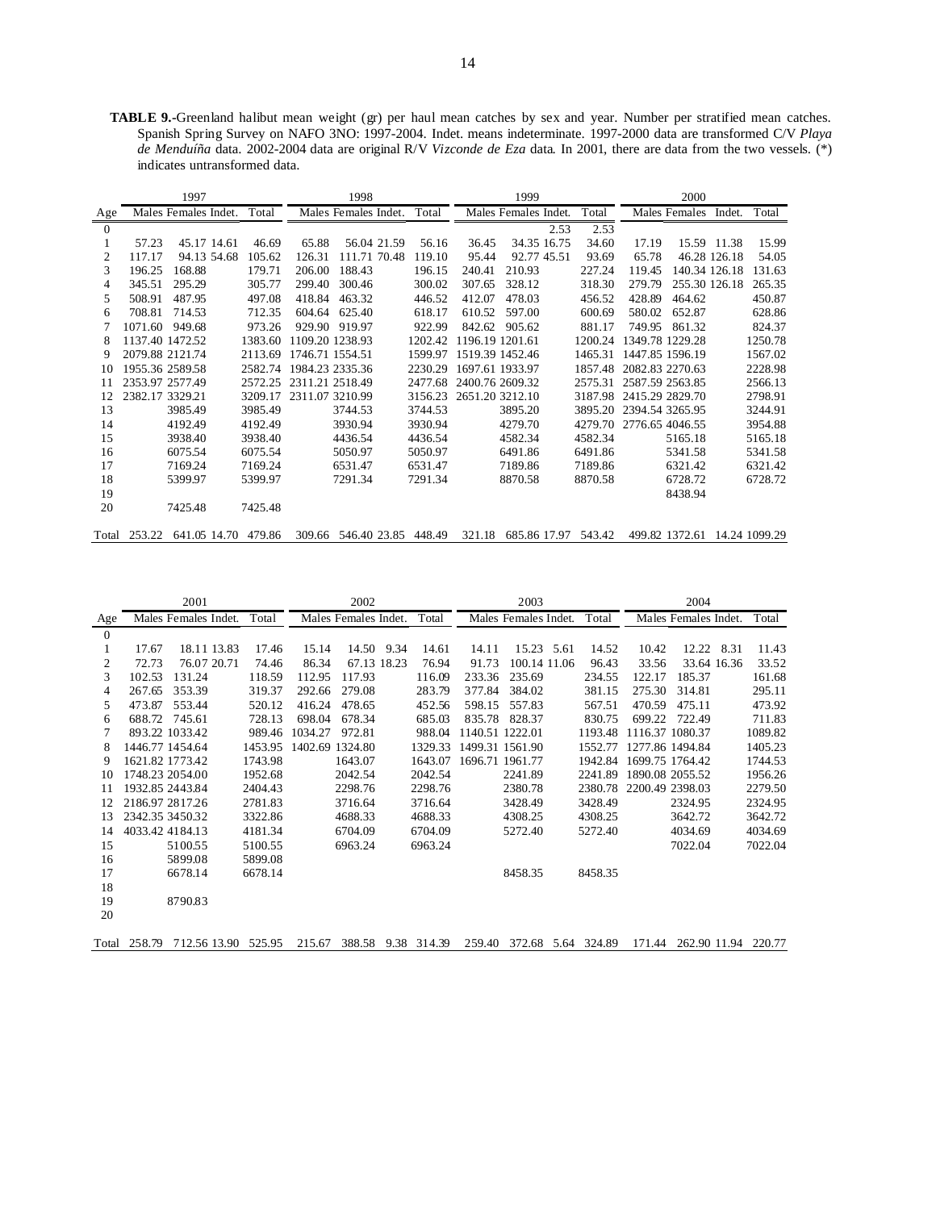**TABLE 9.-**Greenland halibut mean weight (gr) per haul mean catches by sex and year. Number per stratified mean catches. Spanish Spring Survey on NAFO 3NO: 1997-2004. Indet. means indeterminate. 1997-2000 data are transformed C/V *Playa de Menduíña* data. 2002-2004 data are original R/V *Vizconde de Eza* data. In 2001, there are data from the two vessels. (*) indicates untransformed data.

| | 1997 | | | | 1998 | | | | 1999 | | | | 2000 | | | |
|---|---|---|---|---|---|---|---|---|---|---|---|---|---|---|---|---|
| Age | Males | Females | Indet. | Total | Males | Females | Indet. | Total | Males | Females | Indet. | Total | Males | Females | Indet. | Total |
| 0 | | | | | | | | | | | 2.53 | 2.53 | | | | |
| 1 | 57.23 | 45.17 | 14.61 | 46.69 | 65.88 | 56.04 | 21.59 | 56.16 | 36.45 | 34.35 | 16.75 | 34.60 | 17.19 | 15.59 | 11.38 | 15.99 |
| 2 | 117.17 | 94.13 | 54.68 | 105.62 | 126.31 | 111.71 | 70.48 | 119.10 | 95.44 | 92.77 | 45.51 | 93.69 | 65.78 | 46.28 | 126.18 | 54.05 |
| 3 | 196.25 | 168.88 | | 179.71 | 206.00 | 188.43 | | 196.15 | 240.41 | 210.93 | | 227.24 | 119.45 | 140.34 | 126.18 | 131.63 |
| 4 | 345.51 | 295.29 | | 305.77 | 299.40 | 300.46 | | 300.02 | 307.65 | 328.12 | | 318.30 | 279.79 | 255.30 | 126.18 | 265.35 |
| 5 | 508.91 | 487.95 | | 497.08 | 418.84 | 463.32 | | 446.52 | 412.07 | 478.03 | | 456.52 | 428.89 | 464.62 | | 450.87 |
| 6 | 708.81 | 714.53 | | 712.35 | 604.64 | 625.40 | | 618.17 | 610.52 | 597.00 | | 600.69 | 580.02 | 652.87 | | 628.86 |
| 7 | 1071.60 | 949.68 | | 973.26 | 929.90 | 919.97 | | 922.99 | 842.62 | 905.62 | | 881.17 | 749.95 | 861.32 | | 824.37 |
| 8 | 1137.40 | 1472.52 | | 1383.60 | 1109.20 | 1238.93 | | 1202.42 | 1196.19 | 1201.61 | | 1200.24 | 1349.78 | 1229.28 | | 1250.78 |
| 9 | 2079.88 | 2121.74 | | 2113.69 | 1746.71 | 1554.51 | | 1599.97 | 1519.39 | 1452.46 | | 1465.31 | 1447.85 | 1596.19 | | 1567.02 |
| 10 | 1955.36 | 2589.58 | | 2582.74 | 1984.23 | 2335.36 | | 2230.29 | 1697.61 | 1933.97 | | 1857.48 | 2082.83 | 2270.63 | | 2228.98 |
| 11 | 2353.97 | 2577.49 | | 2572.25 | 2311.21 | 2518.49 | | 2477.68 | 2400.76 | 2609.32 | | 2575.31 | 2587.59 | 2563.85 | | 2566.13 |
| 12 | 2382.17 | 3329.21 | | 3209.17 | 2311.07 | 3210.99 | | 3156.23 | 2651.20 | 3212.10 | | 3187.98 | 2415.29 | 2829.70 | | 2798.91 |
| 13 | | 3985.49 | | 3985.49 | | 3744.53 | | 3744.53 | | 3895.20 | | 3895.20 | 2394.54 | 3265.95 | | 3244.91 |
| 14 | | 4192.49 | | 4192.49 | | 3930.94 | | 3930.94 | | 4279.70 | | 4279.70 | 2776.65 | 4046.55 | | 3954.88 |
| 15 | | 3938.40 | | 3938.40 | | 4436.54 | | 4436.54 | | 4582.34 | | 4582.34 | | 5165.18 | | 5165.18 |
| 16 | | 6075.54 | | 6075.54 | | 5050.97 | | 5050.97 | | 6491.86 | | 6491.86 | | 5341.58 | | 5341.58 |
| 17 | | 7169.24 | | 7169.24 | | 6531.47 | | 6531.47 | | 7189.86 | | 7189.86 | | 6321.42 | | 6321.42 |
| 18 | | 5399.97 | | 5399.97 | | 7291.34 | | 7291.34 | | 8870.58 | | 8870.58 | | 6728.72 | | 6728.72 |
| 19 | | | | | | | | | | | | | | 8438.94 | | |
| 20 | | 7425.48 | | 7425.48 | | | | | | | | | | | | |
| Total | 253.22 | 641.05 | 14.70 | 479.86 | 309.66 | 546.40 | 23.85 | 448.49 | 321.18 | 685.86 | 17.97 | 543.42 | 499.82 | 1372.61 | 14.24 | 1099.29 |

| | 2001 | | | | 2002 | | | | 2003 | | | | 2004 | | | |
|---|---|---|---|---|---|---|---|---|---|---|---|---|---|---|---|---|
| Age | Males | Females | Indet. | Total | Males | Females | Indet. | Total | Males | Females | Indet. | Total | Males | Females | Indet. | Total |
| 0 | | | | | | | | | | | | | | | | |
| 1 | 17.67 | 18.11 | 13.83 | 17.46 | 15.14 | 14.50 | 9.34 | 14.61 | 14.11 | 15.23 | 5.61 | 14.52 | 10.42 | 12.22 | 8.31 | 11.43 |
| 2 | 72.73 | 76.07 | 20.71 | 74.46 | 86.34 | 67.13 | 18.23 | 76.94 | 91.73 | 100.14 | 11.06 | 96.43 | 33.56 | 33.64 | 16.36 | 33.52 |
| 3 | 102.53 | 131.24 | | 118.59 | 112.95 | 117.93 | | 116.09 | 233.36 | 235.69 | | 234.55 | 122.17 | 185.37 | | 161.68 |
| 4 | 267.65 | 353.39 | | 319.37 | 292.66 | 279.08 | | 283.79 | 377.84 | 384.02 | | 381.15 | 275.30 | 314.81 | | 295.11 |
| 5 | 473.87 | 553.44 | | 520.12 | 416.24 | 478.65 | | 452.56 | 598.15 | 557.83 | | 567.51 | 470.59 | 475.11 | | 473.92 |
| 6 | 688.72 | 745.61 | | 728.13 | 698.04 | 678.34 | | 685.03 | 835.78 | 828.37 | | 830.75 | 699.22 | 722.49 | | 711.83 |
| 7 | 893.22 | 1033.42 | | 989.46 | 1034.27 | 972.81 | | 988.04 | 1140.51 | 1222.01 | | 1193.48 | 1116.37 | 1080.37 | | 1089.82 |
| 8 | 1446.77 | 1454.64 | | 1453.95 | 1402.69 | 1324.80 | | 1329.33 | 1499.31 | 1561.90 | | 1552.77 | 1277.86 | 1494.84 | | 1405.23 |
| 9 | 1621.82 | 1773.42 | | 1743.98 | | 1643.07 | | 1643.07 | 1696.71 | 1961.77 | | 1942.84 | 1699.75 | 1764.42 | | 1744.53 |
| 10 | 1748.23 | 2054.00 | | 1952.68 | | 2042.54 | | 2042.54 | | 2241.89 | | 2241.89 | 1890.08 | 2055.52 | | 1956.26 |
| 11 | 1932.85 | 2443.84 | | 2404.43 | | 2298.76 | | 2298.76 | | 2380.78 | | 2380.78 | 2200.49 | 2398.03 | | 2279.50 |
| 12 | 2186.97 | 2817.26 | | 2781.83 | | 3716.64 | | 3716.64 | | 3428.49 | | 3428.49 | | 2324.95 | | 2324.95 |
| 13 | 2342.35 | 3450.32 | | 3322.86 | | 4688.33 | | 4688.33 | | 4308.25 | | 4308.25 | | 3642.72 | | 3642.72 |
| 14 | 4033.42 | 4184.13 | | 4181.34 | | 6704.09 | | 6704.09 | | 5272.40 | | 5272.40 | | 4034.69 | | 4034.69 |
| 15 | | 5100.55 | | 5100.55 | | 6963.24 | | 6963.24 | | | | | | 7022.04 | | 7022.04 |
| 16 | | 5899.08 | | 5899.08 | | | | | | | | | | | | |
| 17 | | 6678.14 | | 6678.14 | | | | | | 8458.35 | | 8458.35 | | | | |
| 18 | | | | | | | | | | | | | | | | |
| 19 | | 8790.83 | | | | | | | | | | | | | | |
| 20 | | | | | | | | | | | | | | | | |
| Total | 258.79 | 712.56 | 13.90 | 525.95 | 215.67 | 388.58 | 9.38 | 314.39 | 259.40 | 372.68 | 5.64 | 324.89 | 171.44 | 262.90 | 11.94 | 220.77 |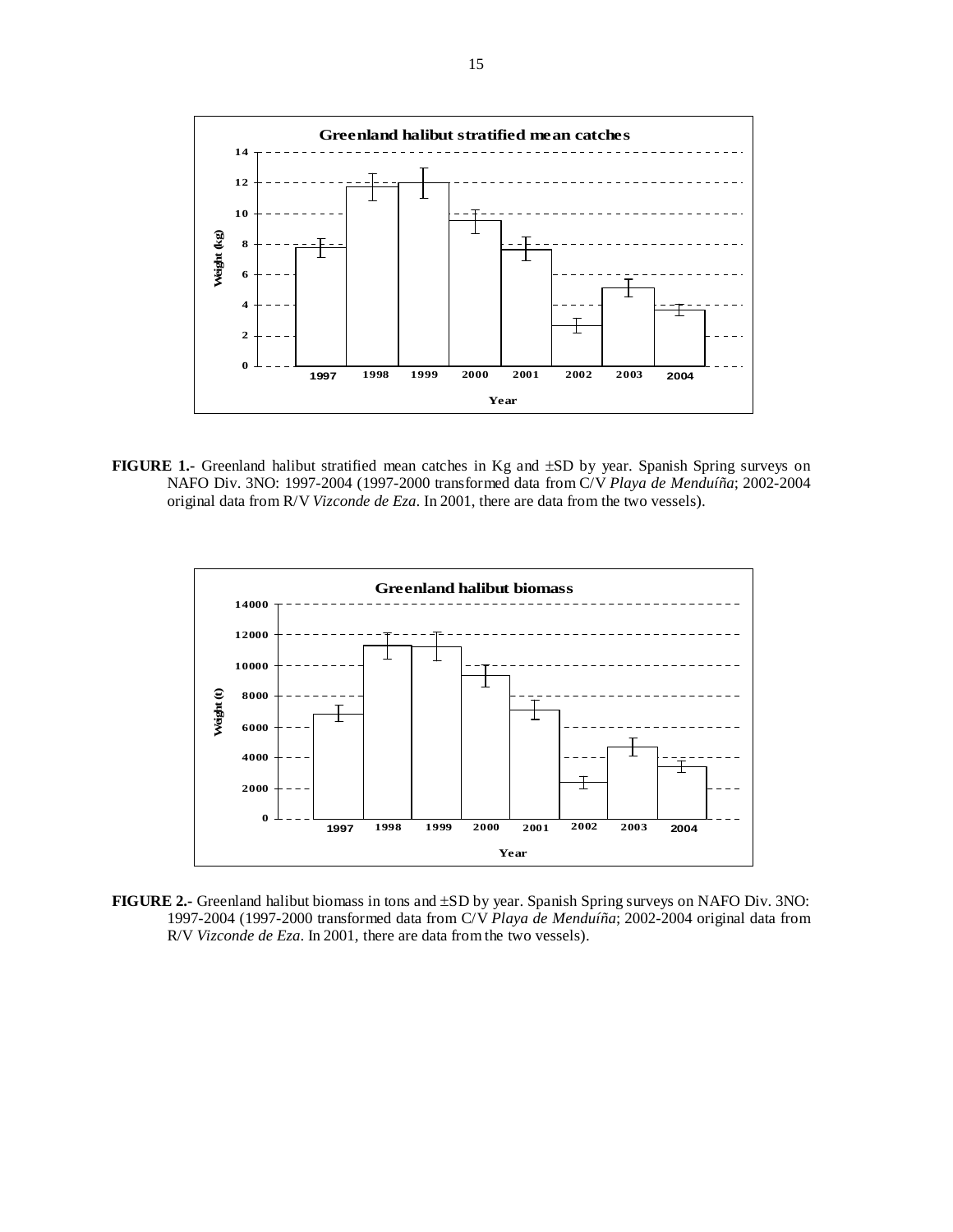**FIGURE 1.-** Greenland halibut stratified mean catches in Kg and ±SD by year. Spanish Spring surveys on NAFO Div. 3NO: 1997-2004 (1997-2000 transformed data from C/V *Playa de Menduíña*; 2002-2004 original data from R/V *Vizconde de Eza*. In 2001, there are data from the two vessels).

**FIGURE 2.-** Greenland halibut biomass in tons and ±SD by year. Spanish Spring surveys on NAFO Div. 3NO: 1997-2004 (1997-2000 transformed data from C/V *Playa de Menduíña*; 2002-2004 original data from R/V *Vizconde de Eza*. In 2001, there are data from the two vessels).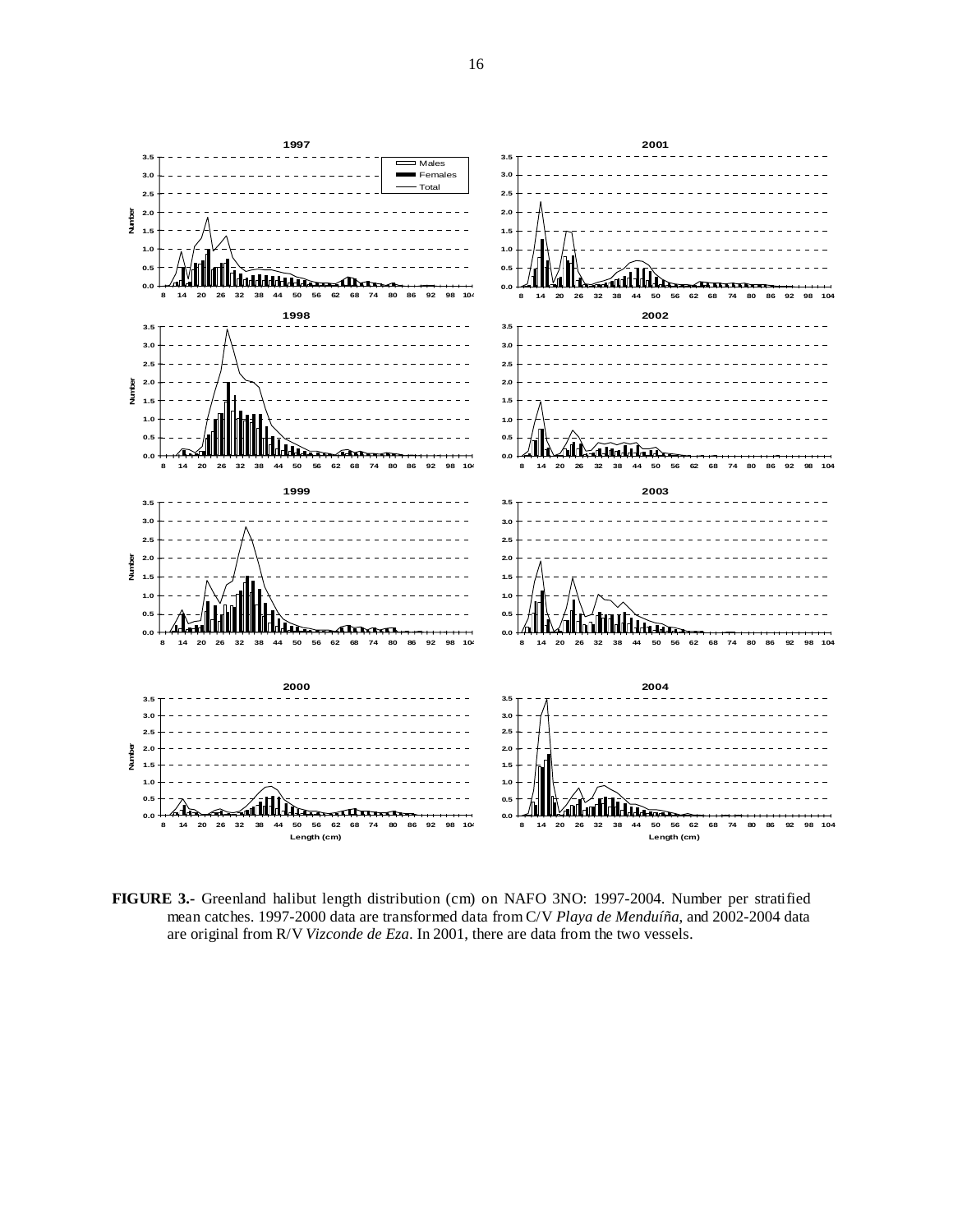**FIGURE 3.-** Greenland halibut length distribution (cm) on NAFO 3NO: 1997-2004. Number per stratified mean catches. 1997-2000 data are transformed data from C/V *Playa de Menduíña*, and 2002-2004 data are original from R/V *Vizconde de Eza*. In 2001, there are data from the two vessels.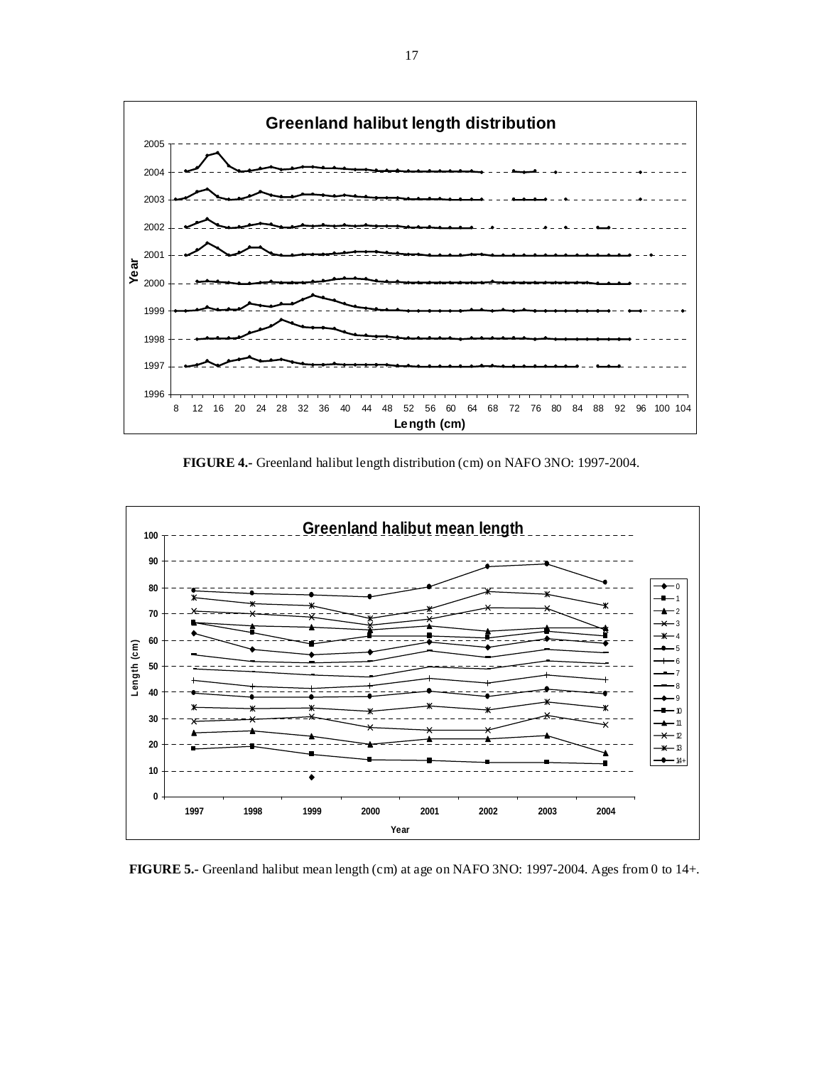**FIGURE 4.-** Greenland halibut length distribution (cm) on NAFO 3NO: 1997-2004.

**FIGURE 5.-** Greenland halibut mean length (cm) at age on NAFO 3NO: 1997-2004. Ages from 0 to 14+.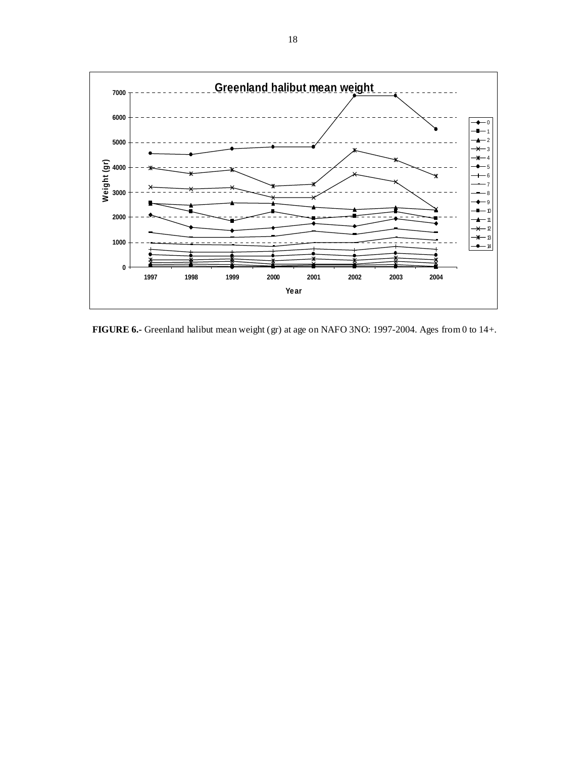Greenland halibut mean weight

7000
6000
5000
4000
3000
2000
1000
0

Weight (gr)

1997
1998
1999
2000
2001
2002
2003
2004

Year

0
1
2
3
4
5
6
7
8
9
10
11
12
13
14

**FIGURE 6.-** Greenland halibut mean weight (gr) at age on NAFO 3NO: 1997-2004. Ages from 0 to 14+.